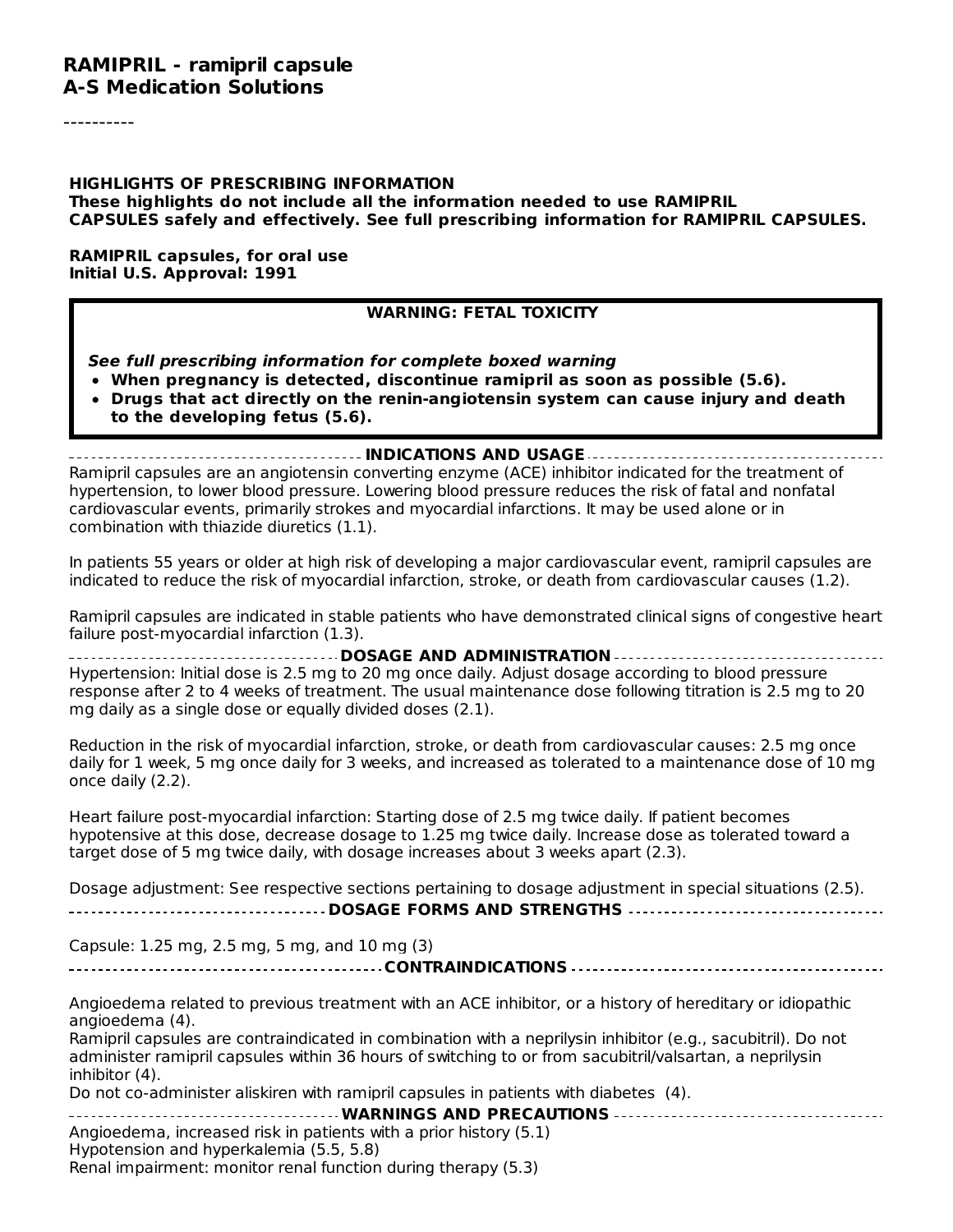# RAMIPRIL - ramipril capsule
## A-S Medication Solutions

----------

**HIGHLIGHTS OF PRESCRIBING INFORMATION**
**These highlights do not include all the information needed to use RAMIPRIL CAPSULES safely and effectively. See full prescribing information for RAMIPRIL CAPSULES.**

**RAMIPRIL capsules, for oral use**
**Initial U.S. Approval: 1991**

> **WARNING: FETAL TOXICITY**
>
> ***See full prescribing information for complete boxed warning***
> - **When pregnancy is detected, discontinue ramipril as soon as possible (5.6).**
> - **Drugs that act directly on the renin-angiotensin system can cause injury and death to the developing fetus (5.6).**

**INDICATIONS AND USAGE**

Ramipril capsules are an angiotensin converting enzyme (ACE) inhibitor indicated for the treatment of hypertension, to lower blood pressure. Lowering blood pressure reduces the risk of fatal and nonfatal cardiovascular events, primarily strokes and myocardial infarctions. It may be used alone or in combination with thiazide diuretics (1.1).

In patients 55 years or older at high risk of developing a major cardiovascular event, ramipril capsules are indicated to reduce the risk of myocardial infarction, stroke, or death from cardiovascular causes (1.2).

Ramipril capsules are indicated in stable patients who have demonstrated clinical signs of congestive heart failure post-myocardial infarction (1.3).

**DOSAGE AND ADMINISTRATION**

Hypertension: Initial dose is 2.5 mg to 20 mg once daily. Adjust dosage according to blood pressure response after 2 to 4 weeks of treatment. The usual maintenance dose following titration is 2.5 mg to 20 mg daily as a single dose or equally divided doses (2.1).

Reduction in the risk of myocardial infarction, stroke, or death from cardiovascular causes: 2.5 mg once daily for 1 week, 5 mg once daily for 3 weeks, and increased as tolerated to a maintenance dose of 10 mg once daily (2.2).

Heart failure post-myocardial infarction: Starting dose of 2.5 mg twice daily. If patient becomes hypotensive at this dose, decrease dosage to 1.25 mg twice daily. Increase dose as tolerated toward a target dose of 5 mg twice daily, with dosage increases about 3 weeks apart (2.3).

Dosage adjustment: See respective sections pertaining to dosage adjustment in special situations (2.5).

**DOSAGE FORMS AND STRENGTHS**

Capsule: 1.25 mg, 2.5 mg, 5 mg, and 10 mg (3)

**CONTRAINDICATIONS**

Angioedema related to previous treatment with an ACE inhibitor, or a history of hereditary or idiopathic angioedema (4).
Ramipril capsules are contraindicated in combination with a neprilysin inhibitor (e.g., sacubitril). Do not administer ramipril capsules within 36 hours of switching to or from sacubitril/valsartan, a neprilysin inhibitor (4).
Do not co-administer aliskiren with ramipril capsules in patients with diabetes (4).

**WARNINGS AND PRECAUTIONS**

Angioedema, increased risk in patients with a prior history (5.1)
Hypotension and hyperkalemia (5.5, 5.8)
Renal impairment: monitor renal function during therapy (5.3)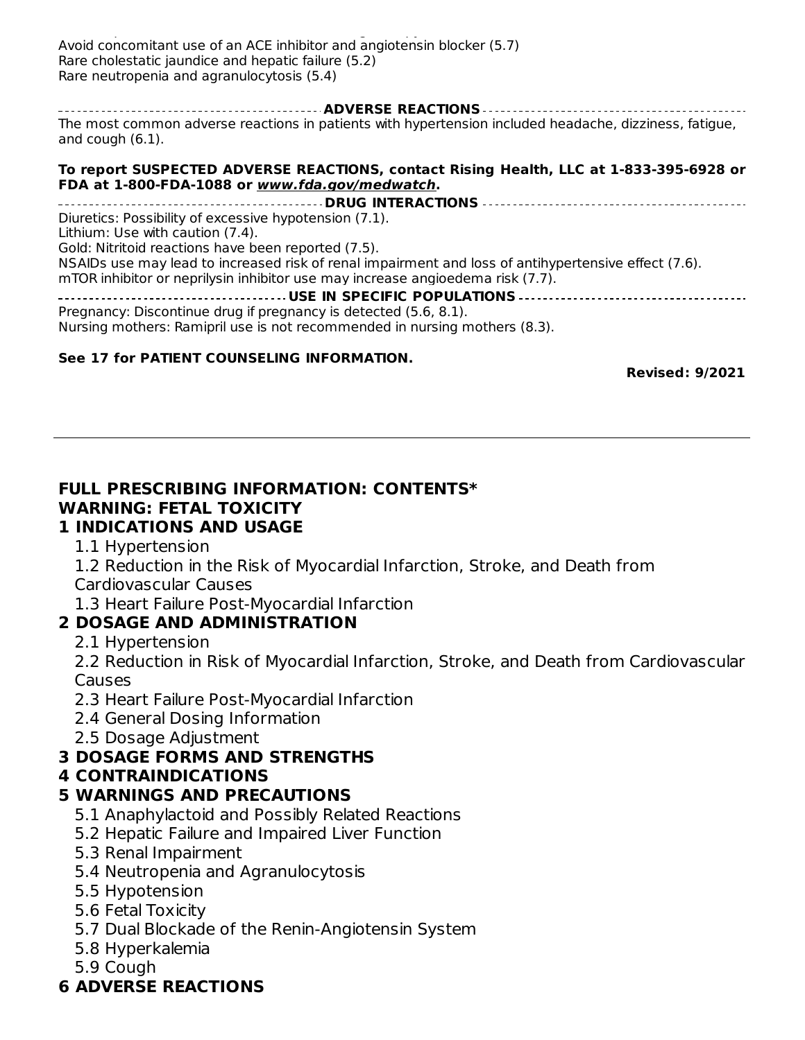Avoid concomitant use of an ACE inhibitor and angiotensin blocker (5.7)
Rare cholestatic jaundice and hepatic failure (5.2)
Rare neutropenia and agranulocytosis (5.4)

**ADVERSE REACTIONS**

The most common adverse reactions in patients with hypertension included headache, dizziness, fatigue, and cough (6.1).

**To report SUSPECTED ADVERSE REACTIONS, contact Rising Health, LLC at 1-833-395-6928 or FDA at 1-800-FDA-1088 or *www.fda.gov/medwatch*.**

**DRUG INTERACTIONS**

Diuretics: Possibility of excessive hypotension (7.1).
Lithium: Use with caution (7.4).
Gold: Nitritoid reactions have been reported (7.5).
NSAIDs use may lead to increased risk of renal impairment and loss of antihypertensive effect (7.6).
mTOR inhibitor or neprilysin inhibitor use may increase angioedema risk (7.7).

**USE IN SPECIFIC POPULATIONS**

Pregnancy: Discontinue drug if pregnancy is detected (5.6, 8.1).
Nursing mothers: Ramipril use is not recommended in nursing mothers (8.3).

**See 17 for PATIENT COUNSELING INFORMATION.**

**Revised: 9/2021**

---

## FULL PRESCRIBING INFORMATION: CONTENTS*

## WARNING: FETAL TOXICITY

## 1 INDICATIONS AND USAGE

- 1.1 Hypertension
- 1.2 Reduction in the Risk of Myocardial Infarction, Stroke, and Death from Cardiovascular Causes
- 1.3 Heart Failure Post-Myocardial Infarction

## 2 DOSAGE AND ADMINISTRATION

- 2.1 Hypertension
- 2.2 Reduction in Risk of Myocardial Infarction, Stroke, and Death from Cardiovascular Causes
- 2.3 Heart Failure Post-Myocardial Infarction
- 2.4 General Dosing Information
- 2.5 Dosage Adjustment

## 3 DOSAGE FORMS AND STRENGTHS

## 4 CONTRAINDICATIONS

## 5 WARNINGS AND PRECAUTIONS

- 5.1 Anaphylactoid and Possibly Related Reactions
- 5.2 Hepatic Failure and Impaired Liver Function
- 5.3 Renal Impairment
- 5.4 Neutropenia and Agranulocytosis
- 5.5 Hypotension
- 5.6 Fetal Toxicity
- 5.7 Dual Blockade of the Renin-Angiotensin System
- 5.8 Hyperkalemia
- 5.9 Cough

## 6 ADVERSE REACTIONS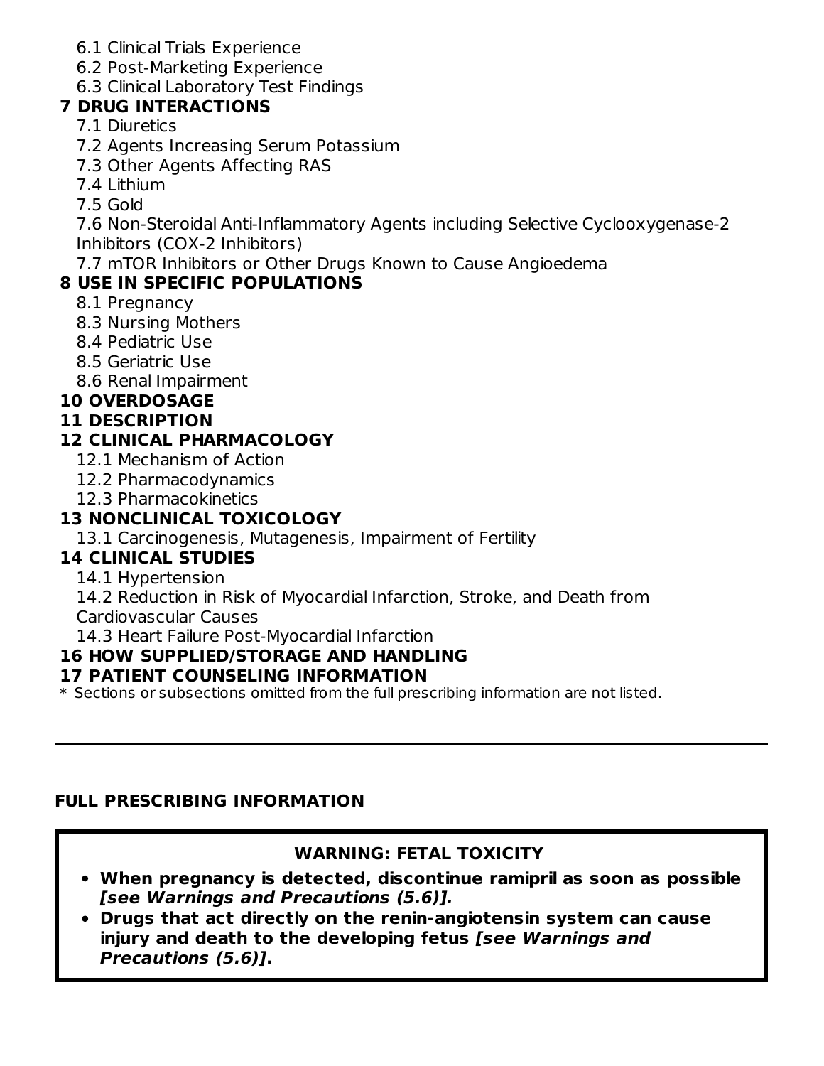6.1 Clinical Trials Experience
6.2 Post-Marketing Experience
6.3 Clinical Laboratory Test Findings

**7 DRUG INTERACTIONS**

7.1 Diuretics
7.2 Agents Increasing Serum Potassium
7.3 Other Agents Affecting RAS
7.4 Lithium
7.5 Gold
7.6 Non-Steroidal Anti-Inflammatory Agents including Selective Cyclooxygenase-2 Inhibitors (COX-2 Inhibitors)
7.7 mTOR Inhibitors or Other Drugs Known to Cause Angioedema

**8 USE IN SPECIFIC POPULATIONS**

8.1 Pregnancy
8.3 Nursing Mothers
8.4 Pediatric Use
8.5 Geriatric Use
8.6 Renal Impairment

**10 OVERDOSAGE**

**11 DESCRIPTION**

**12 CLINICAL PHARMACOLOGY**

12.1 Mechanism of Action
12.2 Pharmacodynamics
12.3 Pharmacokinetics

**13 NONCLINICAL TOXICOLOGY**

13.1 Carcinogenesis, Mutagenesis, Impairment of Fertility

**14 CLINICAL STUDIES**

14.1 Hypertension
14.2 Reduction in Risk of Myocardial Infarction, Stroke, and Death from Cardiovascular Causes
14.3 Heart Failure Post-Myocardial Infarction

**16 HOW SUPPLIED/STORAGE AND HANDLING**

**17 PATIENT COUNSELING INFORMATION**

* Sections or subsections omitted from the full prescribing information are not listed.

---

## FULL PRESCRIBING INFORMATION

**WARNING: FETAL TOXICITY**

- **When pregnancy is detected, discontinue ramipril as soon as possible *[see Warnings and Precautions (5.6)]*.**
- **Drugs that act directly on the renin-angiotensin system can cause injury and death to the developing fetus *[see Warnings and Precautions (5.6)]*.**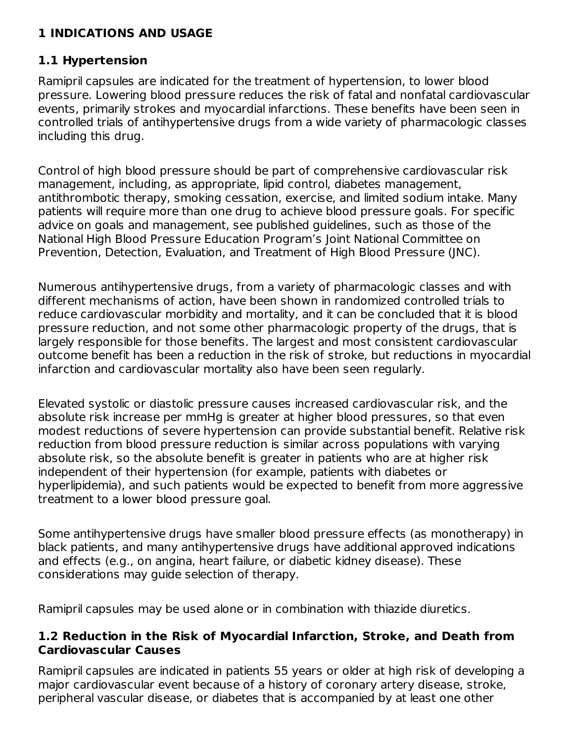# 1 INDICATIONS AND USAGE

## 1.1 Hypertension

Ramipril capsules are indicated for the treatment of hypertension, to lower blood pressure. Lowering blood pressure reduces the risk of fatal and nonfatal cardiovascular events, primarily strokes and myocardial infarctions. These benefits have been seen in controlled trials of antihypertensive drugs from a wide variety of pharmacologic classes including this drug.

Control of high blood pressure should be part of comprehensive cardiovascular risk management, including, as appropriate, lipid control, diabetes management, antithrombotic therapy, smoking cessation, exercise, and limited sodium intake. Many patients will require more than one drug to achieve blood pressure goals. For specific advice on goals and management, see published guidelines, such as those of the National High Blood Pressure Education Program's Joint National Committee on Prevention, Detection, Evaluation, and Treatment of High Blood Pressure (JNC).

Numerous antihypertensive drugs, from a variety of pharmacologic classes and with different mechanisms of action, have been shown in randomized controlled trials to reduce cardiovascular morbidity and mortality, and it can be concluded that it is blood pressure reduction, and not some other pharmacologic property of the drugs, that is largely responsible for those benefits. The largest and most consistent cardiovascular outcome benefit has been a reduction in the risk of stroke, but reductions in myocardial infarction and cardiovascular mortality also have been seen regularly.

Elevated systolic or diastolic pressure causes increased cardiovascular risk, and the absolute risk increase per mmHg is greater at higher blood pressures, so that even modest reductions of severe hypertension can provide substantial benefit. Relative risk reduction from blood pressure reduction is similar across populations with varying absolute risk, so the absolute benefit is greater in patients who are at higher risk independent of their hypertension (for example, patients with diabetes or hyperlipidemia), and such patients would be expected to benefit from more aggressive treatment to a lower blood pressure goal.

Some antihypertensive drugs have smaller blood pressure effects (as monotherapy) in black patients, and many antihypertensive drugs have additional approved indications and effects (e.g., on angina, heart failure, or diabetic kidney disease). These considerations may guide selection of therapy.

Ramipril capsules may be used alone or in combination with thiazide diuretics.

## 1.2 Reduction in the Risk of Myocardial Infarction, Stroke, and Death from Cardiovascular Causes

Ramipril capsules are indicated in patients 55 years or older at high risk of developing a major cardiovascular event because of a history of coronary artery disease, stroke, peripheral vascular disease, or diabetes that is accompanied by at least one other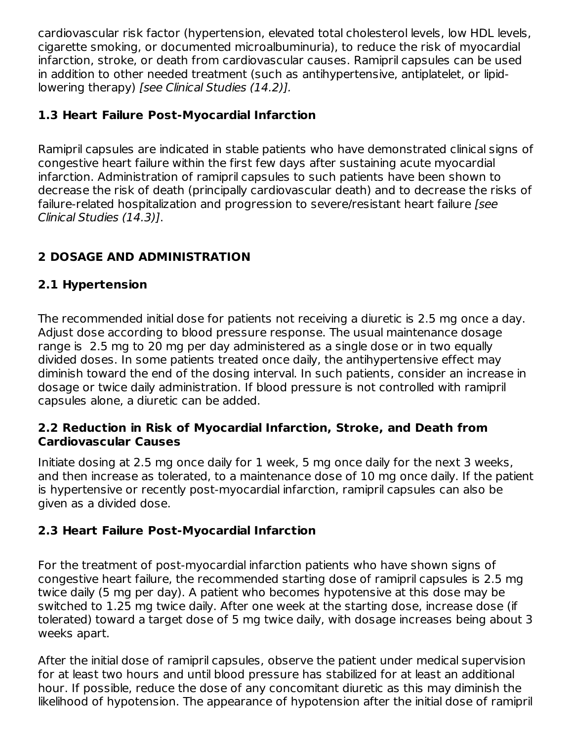cardiovascular risk factor (hypertension, elevated total cholesterol levels, low HDL levels, cigarette smoking, or documented microalbuminuria), to reduce the risk of myocardial infarction, stroke, or death from cardiovascular causes. Ramipril capsules can be used in addition to other needed treatment (such as antihypertensive, antiplatelet, or lipid-lowering therapy) *[see Clinical Studies (14.2)].*

### 1.3 Heart Failure Post-Myocardial Infarction

Ramipril capsules are indicated in stable patients who have demonstrated clinical signs of congestive heart failure within the first few days after sustaining acute myocardial infarction. Administration of ramipril capsules to such patients have been shown to decrease the risk of death (principally cardiovascular death) and to decrease the risks of failure-related hospitalization and progression to severe/resistant heart failure *[see Clinical Studies (14.3)]*.

## 2 DOSAGE AND ADMINISTRATION

### 2.1 Hypertension

The recommended initial dose for patients not receiving a diuretic is 2.5 mg once a day. Adjust dose according to blood pressure response. The usual maintenance dosage range is 2.5 mg to 20 mg per day administered as a single dose or in two equally divided doses. In some patients treated once daily, the antihypertensive effect may diminish toward the end of the dosing interval. In such patients, consider an increase in dosage or twice daily administration. If blood pressure is not controlled with ramipril capsules alone, a diuretic can be added.

### 2.2 Reduction in Risk of Myocardial Infarction, Stroke, and Death from Cardiovascular Causes

Initiate dosing at 2.5 mg once daily for 1 week, 5 mg once daily for the next 3 weeks, and then increase as tolerated, to a maintenance dose of 10 mg once daily. If the patient is hypertensive or recently post-myocardial infarction, ramipril capsules can also be given as a divided dose.

### 2.3 Heart Failure Post-Myocardial Infarction

For the treatment of post-myocardial infarction patients who have shown signs of congestive heart failure, the recommended starting dose of ramipril capsules is 2.5 mg twice daily (5 mg per day). A patient who becomes hypotensive at this dose may be switched to 1.25 mg twice daily. After one week at the starting dose, increase dose (if tolerated) toward a target dose of 5 mg twice daily, with dosage increases being about 3 weeks apart.

After the initial dose of ramipril capsules, observe the patient under medical supervision for at least two hours and until blood pressure has stabilized for at least an additional hour. If possible, reduce the dose of any concomitant diuretic as this may diminish the likelihood of hypotension. The appearance of hypotension after the initial dose of ramipril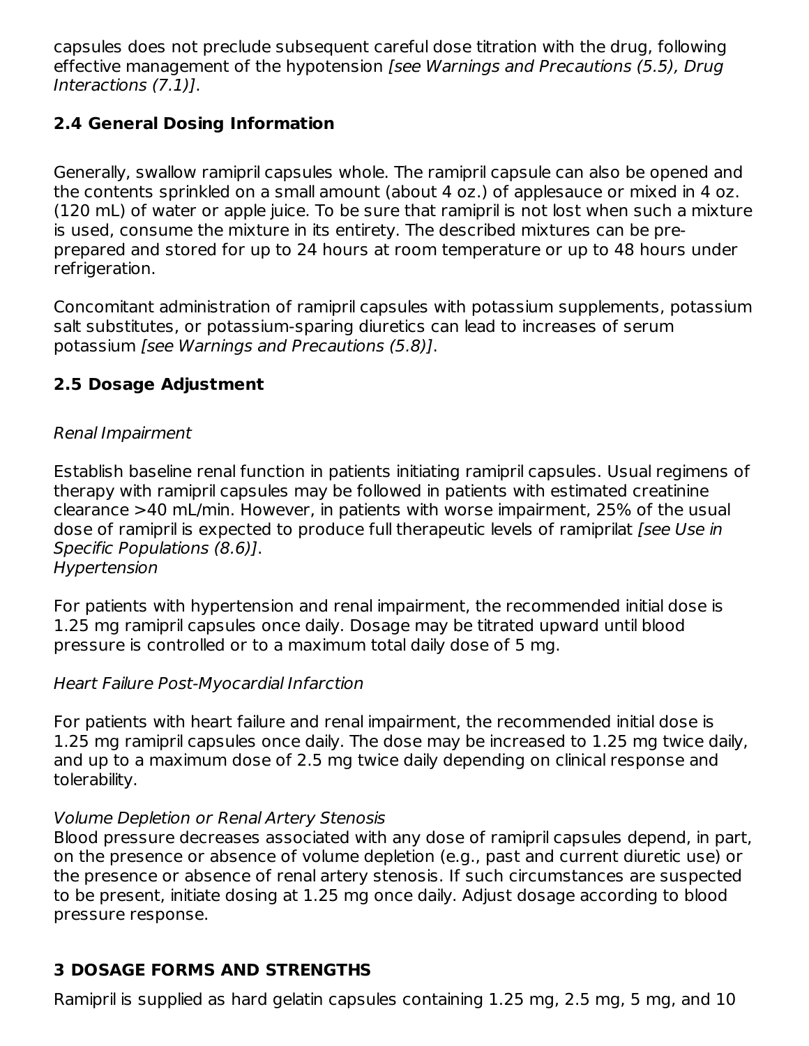capsules does not preclude subsequent careful dose titration with the drug, following effective management of the hypotension *[see Warnings and Precautions (5.5), Drug Interactions (7.1)]*.

### 2.4 General Dosing Information

Generally, swallow ramipril capsules whole. The ramipril capsule can also be opened and the contents sprinkled on a small amount (about 4 oz.) of applesauce or mixed in 4 oz. (120 mL) of water or apple juice. To be sure that ramipril is not lost when such a mixture is used, consume the mixture in its entirety. The described mixtures can be pre-prepared and stored for up to 24 hours at room temperature or up to 48 hours under refrigeration.

Concomitant administration of ramipril capsules with potassium supplements, potassium salt substitutes, or potassium-sparing diuretics can lead to increases of serum potassium *[see Warnings and Precautions (5.8)]*.

### 2.5 Dosage Adjustment

*Renal Impairment*

Establish baseline renal function in patients initiating ramipril capsules. Usual regimens of therapy with ramipril capsules may be followed in patients with estimated creatinine clearance >40 mL/min. However, in patients with worse impairment, 25% of the usual dose of ramipril is expected to produce full therapeutic levels of ramiprilat *[see Use in Specific Populations (8.6)]*.

*Hypertension*

For patients with hypertension and renal impairment, the recommended initial dose is 1.25 mg ramipril capsules once daily. Dosage may be titrated upward until blood pressure is controlled or to a maximum total daily dose of 5 mg.

*Heart Failure Post-Myocardial Infarction*

For patients with heart failure and renal impairment, the recommended initial dose is 1.25 mg ramipril capsules once daily. The dose may be increased to 1.25 mg twice daily, and up to a maximum dose of 2.5 mg twice daily depending on clinical response and tolerability.

*Volume Depletion or Renal Artery Stenosis*

Blood pressure decreases associated with any dose of ramipril capsules depend, in part, on the presence or absence of volume depletion (e.g., past and current diuretic use) or the presence or absence of renal artery stenosis. If such circumstances are suspected to be present, initiate dosing at 1.25 mg once daily. Adjust dosage according to blood pressure response.

## 3 DOSAGE FORMS AND STRENGTHS

Ramipril is supplied as hard gelatin capsules containing 1.25 mg, 2.5 mg, 5 mg, and 10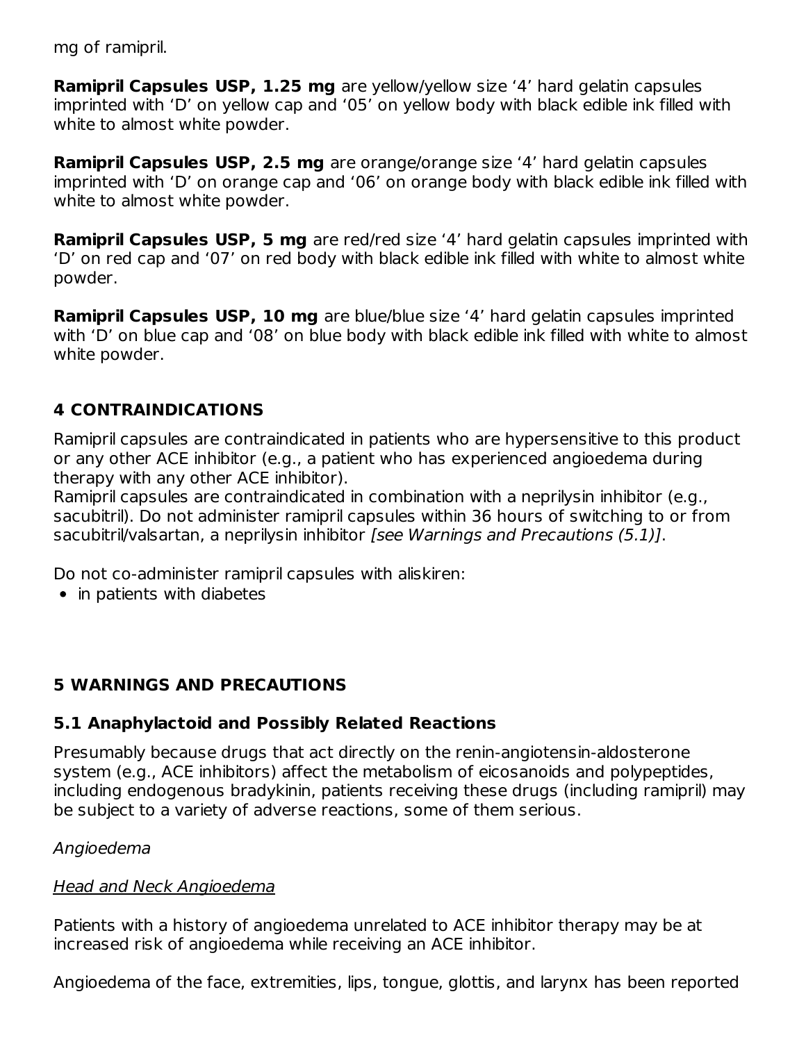mg of ramipril.

**Ramipril Capsules USP, 1.25 mg** are yellow/yellow size '4' hard gelatin capsules imprinted with 'D' on yellow cap and '05' on yellow body with black edible ink filled with white to almost white powder.

**Ramipril Capsules USP, 2.5 mg** are orange/orange size '4' hard gelatin capsules imprinted with 'D' on orange cap and '06' on orange body with black edible ink filled with white to almost white powder.

**Ramipril Capsules USP, 5 mg** are red/red size '4' hard gelatin capsules imprinted with 'D' on red cap and '07' on red body with black edible ink filled with white to almost white powder.

**Ramipril Capsules USP, 10 mg** are blue/blue size '4' hard gelatin capsules imprinted with 'D' on blue cap and '08' on blue body with black edible ink filled with white to almost white powder.

## 4 CONTRAINDICATIONS

Ramipril capsules are contraindicated in patients who are hypersensitive to this product or any other ACE inhibitor (e.g., a patient who has experienced angioedema during therapy with any other ACE inhibitor).
Ramipril capsules are contraindicated in combination with a neprilysin inhibitor (e.g., sacubitril). Do not administer ramipril capsules within 36 hours of switching to or from sacubitril/valsartan, a neprilysin inhibitor *[see Warnings and Precautions (5.1)]*.

Do not co-administer ramipril capsules with aliskiren:

- in patients with diabetes

## 5 WARNINGS AND PRECAUTIONS

### 5.1 Anaphylactoid and Possibly Related Reactions

Presumably because drugs that act directly on the renin-angiotensin-aldosterone system (e.g., ACE inhibitors) affect the metabolism of eicosanoids and polypeptides, including endogenous bradykinin, patients receiving these drugs (including ramipril) may be subject to a variety of adverse reactions, some of them serious.

*Angioedema*

Head and Neck Angioedema

Patients with a history of angioedema unrelated to ACE inhibitor therapy may be at increased risk of angioedema while receiving an ACE inhibitor.

Angioedema of the face, extremities, lips, tongue, glottis, and larynx has been reported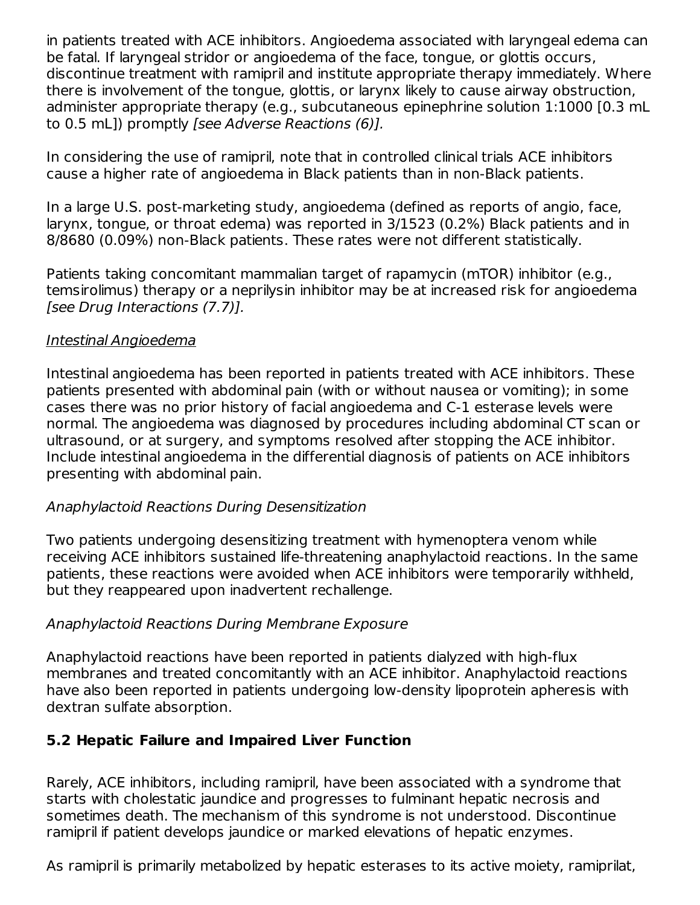in patients treated with ACE inhibitors. Angioedema associated with laryngeal edema can be fatal. If laryngeal stridor or angioedema of the face, tongue, or glottis occurs, discontinue treatment with ramipril and institute appropriate therapy immediately. Where there is involvement of the tongue, glottis, or larynx likely to cause airway obstruction, administer appropriate therapy (e.g., subcutaneous epinephrine solution 1:1000 [0.3 mL to 0.5 mL]) promptly *[see Adverse Reactions (6)].*

In considering the use of ramipril, note that in controlled clinical trials ACE inhibitors cause a higher rate of angioedema in Black patients than in non-Black patients.

In a large U.S. post-marketing study, angioedema (defined as reports of angio, face, larynx, tongue, or throat edema) was reported in 3/1523 (0.2%) Black patients and in 8/8680 (0.09%) non-Black patients. These rates were not different statistically.

Patients taking concomitant mammalian target of rapamycin (mTOR) inhibitor (e.g., temsirolimus) therapy or a neprilysin inhibitor may be at increased risk for angioedema *[see Drug Interactions (7.7)].*

<u>Intestinal Angioedema</u>

Intestinal angioedema has been reported in patients treated with ACE inhibitors. These patients presented with abdominal pain (with or without nausea or vomiting); in some cases there was no prior history of facial angioedema and C-1 esterase levels were normal. The angioedema was diagnosed by procedures including abdominal CT scan or ultrasound, or at surgery, and symptoms resolved after stopping the ACE inhibitor. Include intestinal angioedema in the differential diagnosis of patients on ACE inhibitors presenting with abdominal pain.

*Anaphylactoid Reactions During Desensitization*

Two patients undergoing desensitizing treatment with hymenoptera venom while receiving ACE inhibitors sustained life-threatening anaphylactoid reactions. In the same patients, these reactions were avoided when ACE inhibitors were temporarily withheld, but they reappeared upon inadvertent rechallenge.

*Anaphylactoid Reactions During Membrane Exposure*

Anaphylactoid reactions have been reported in patients dialyzed with high-flux membranes and treated concomitantly with an ACE inhibitor. Anaphylactoid reactions have also been reported in patients undergoing low-density lipoprotein apheresis with dextran sulfate absorption.

### 5.2 Hepatic Failure and Impaired Liver Function

Rarely, ACE inhibitors, including ramipril, have been associated with a syndrome that starts with cholestatic jaundice and progresses to fulminant hepatic necrosis and sometimes death. The mechanism of this syndrome is not understood. Discontinue ramipril if patient develops jaundice or marked elevations of hepatic enzymes.

As ramipril is primarily metabolized by hepatic esterases to its active moiety, ramiprilat,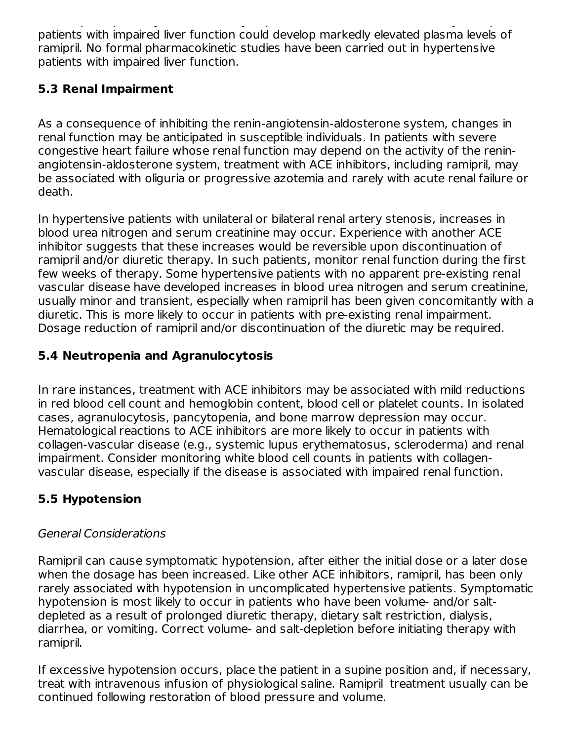patients with impaired liver function could develop markedly elevated plasma levels of ramipril. No formal pharmacokinetic studies have been carried out in hypertensive patients with impaired liver function.

### 5.3 Renal Impairment

As a consequence of inhibiting the renin-angiotensin-aldosterone system, changes in renal function may be anticipated in susceptible individuals. In patients with severe congestive heart failure whose renal function may depend on the activity of the renin-angiotensin-aldosterone system, treatment with ACE inhibitors, including ramipril, may be associated with oliguria or progressive azotemia and rarely with acute renal failure or death.

In hypertensive patients with unilateral or bilateral renal artery stenosis, increases in blood urea nitrogen and serum creatinine may occur. Experience with another ACE inhibitor suggests that these increases would be reversible upon discontinuation of ramipril and/or diuretic therapy. In such patients, monitor renal function during the first few weeks of therapy. Some hypertensive patients with no apparent pre-existing renal vascular disease have developed increases in blood urea nitrogen and serum creatinine, usually minor and transient, especially when ramipril has been given concomitantly with a diuretic. This is more likely to occur in patients with pre-existing renal impairment. Dosage reduction of ramipril and/or discontinuation of the diuretic may be required.

### 5.4 Neutropenia and Agranulocytosis

In rare instances, treatment with ACE inhibitors may be associated with mild reductions in red blood cell count and hemoglobin content, blood cell or platelet counts. In isolated cases, agranulocytosis, pancytopenia, and bone marrow depression may occur. Hematological reactions to ACE inhibitors are more likely to occur in patients with collagen-vascular disease (e.g., systemic lupus erythematosus, scleroderma) and renal impairment. Consider monitoring white blood cell counts in patients with collagen-vascular disease, especially if the disease is associated with impaired renal function.

### 5.5 Hypotension

*General Considerations*

Ramipril can cause symptomatic hypotension, after either the initial dose or a later dose when the dosage has been increased. Like other ACE inhibitors, ramipril, has been only rarely associated with hypotension in uncomplicated hypertensive patients. Symptomatic hypotension is most likely to occur in patients who have been volume- and/or salt-depleted as a result of prolonged diuretic therapy, dietary salt restriction, dialysis, diarrhea, or vomiting. Correct volume- and salt-depletion before initiating therapy with ramipril.

If excessive hypotension occurs, place the patient in a supine position and, if necessary, treat with intravenous infusion of physiological saline. Ramipril treatment usually can be continued following restoration of blood pressure and volume.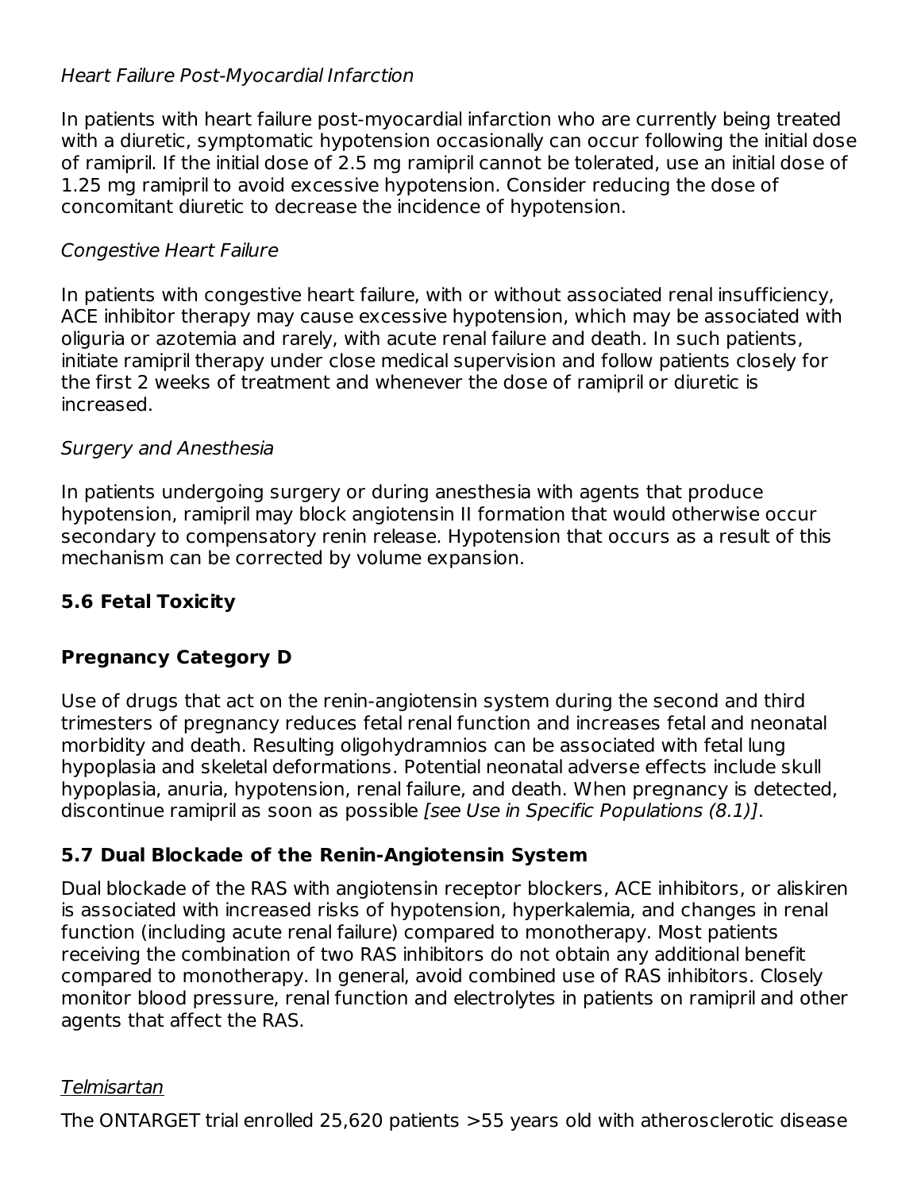*Heart Failure Post-Myocardial Infarction*

In patients with heart failure post-myocardial infarction who are currently being treated with a diuretic, symptomatic hypotension occasionally can occur following the initial dose of ramipril. If the initial dose of 2.5 mg ramipril cannot be tolerated, use an initial dose of 1.25 mg ramipril to avoid excessive hypotension. Consider reducing the dose of concomitant diuretic to decrease the incidence of hypotension.

*Congestive Heart Failure*

In patients with congestive heart failure, with or without associated renal insufficiency, ACE inhibitor therapy may cause excessive hypotension, which may be associated with oliguria or azotemia and rarely, with acute renal failure and death. In such patients, initiate ramipril therapy under close medical supervision and follow patients closely for the first 2 weeks of treatment and whenever the dose of ramipril or diuretic is increased.

*Surgery and Anesthesia*

In patients undergoing surgery or during anesthesia with agents that produce hypotension, ramipril may block angiotensin II formation that would otherwise occur secondary to compensatory renin release. Hypotension that occurs as a result of this mechanism can be corrected by volume expansion.

### 5.6 Fetal Toxicity

### Pregnancy Category D

Use of drugs that act on the renin-angiotensin system during the second and third trimesters of pregnancy reduces fetal renal function and increases fetal and neonatal morbidity and death. Resulting oligohydramnios can be associated with fetal lung hypoplasia and skeletal deformations. Potential neonatal adverse effects include skull hypoplasia, anuria, hypotension, renal failure, and death. When pregnancy is detected, discontinue ramipril as soon as possible *[see Use in Specific Populations (8.1)]*.

### 5.7 Dual Blockade of the Renin-Angiotensin System

Dual blockade of the RAS with angiotensin receptor blockers, ACE inhibitors, or aliskiren is associated with increased risks of hypotension, hyperkalemia, and changes in renal function (including acute renal failure) compared to monotherapy. Most patients receiving the combination of two RAS inhibitors do not obtain any additional benefit compared to monotherapy. In general, avoid combined use of RAS inhibitors. Closely monitor blood pressure, renal function and electrolytes in patients on ramipril and other agents that affect the RAS.

<u>Telmisartan</u>

The ONTARGET trial enrolled 25,620 patients >55 years old with atherosclerotic disease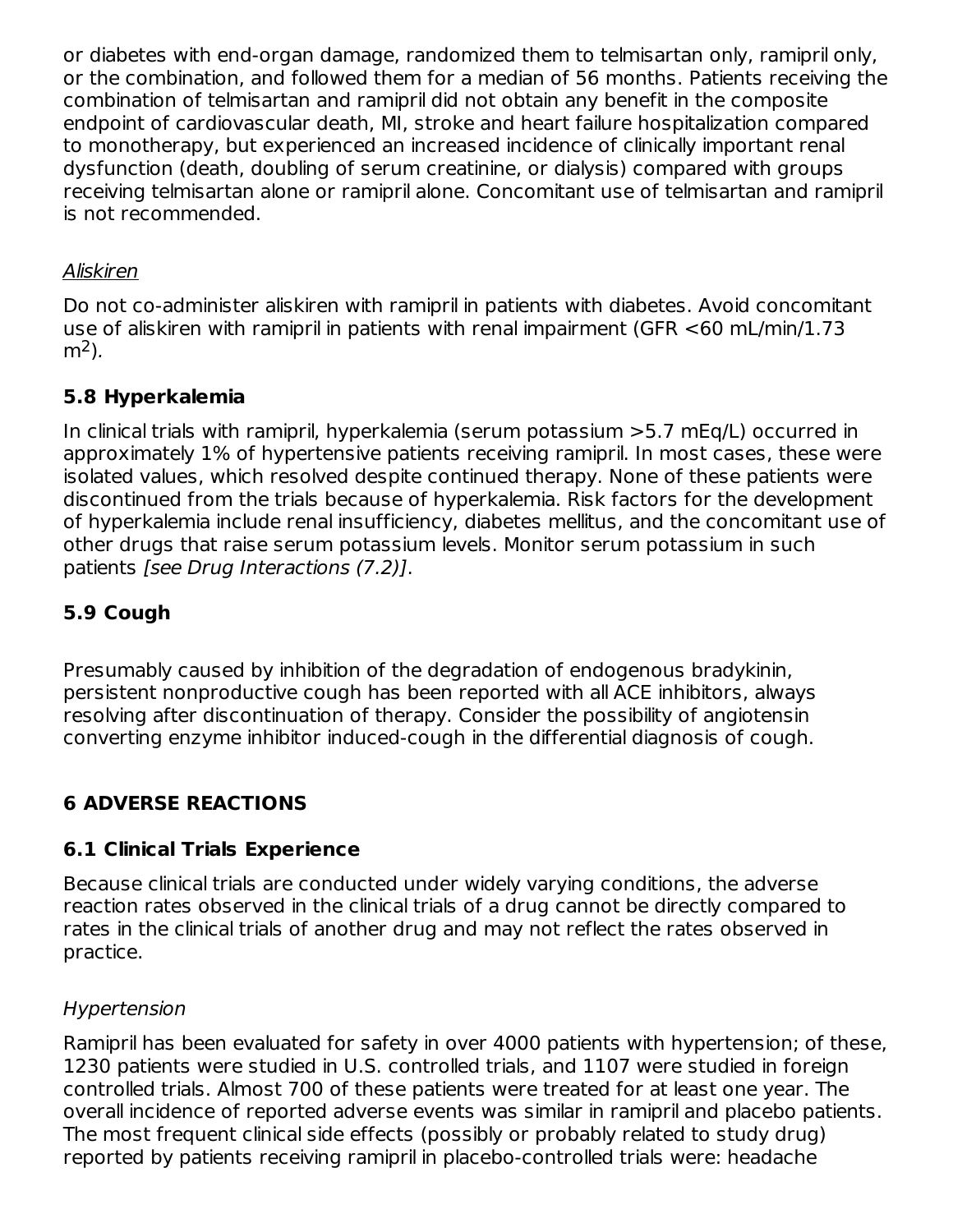or diabetes with end-organ damage, randomized them to telmisartan only, ramipril only, or the combination, and followed them for a median of 56 months. Patients receiving the combination of telmisartan and ramipril did not obtain any benefit in the composite endpoint of cardiovascular death, MI, stroke and heart failure hospitalization compared to monotherapy, but experienced an increased incidence of clinically important renal dysfunction (death, doubling of serum creatinine, or dialysis) compared with groups receiving telmisartan alone or ramipril alone. Concomitant use of telmisartan and ramipril is not recommended.

*Aliskiren*

Do not co-administer aliskiren with ramipril in patients with diabetes. Avoid concomitant use of aliskiren with ramipril in patients with renal impairment (GFR <60 mL/min/1.73 $m^2$).

### 5.8 Hyperkalemia

In clinical trials with ramipril, hyperkalemia (serum potassium >5.7 mEq/L) occurred in approximately 1% of hypertensive patients receiving ramipril. In most cases, these were isolated values, which resolved despite continued therapy. None of these patients were discontinued from the trials because of hyperkalemia. Risk factors for the development of hyperkalemia include renal insufficiency, diabetes mellitus, and the concomitant use of other drugs that raise serum potassium levels. Monitor serum potassium in such patients *[see Drug Interactions (7.2)]*.

### 5.9 Cough

Presumably caused by inhibition of the degradation of endogenous bradykinin, persistent nonproductive cough has been reported with all ACE inhibitors, always resolving after discontinuation of therapy. Consider the possibility of angiotensin converting enzyme inhibitor induced-cough in the differential diagnosis of cough.

## 6 ADVERSE REACTIONS

### 6.1 Clinical Trials Experience

Because clinical trials are conducted under widely varying conditions, the adverse reaction rates observed in the clinical trials of a drug cannot be directly compared to rates in the clinical trials of another drug and may not reflect the rates observed in practice.

*Hypertension*

Ramipril has been evaluated for safety in over 4000 patients with hypertension; of these, 1230 patients were studied in U.S. controlled trials, and 1107 were studied in foreign controlled trials. Almost 700 of these patients were treated for at least one year. The overall incidence of reported adverse events was similar in ramipril and placebo patients. The most frequent clinical side effects (possibly or probably related to study drug) reported by patients receiving ramipril in placebo-controlled trials were: headache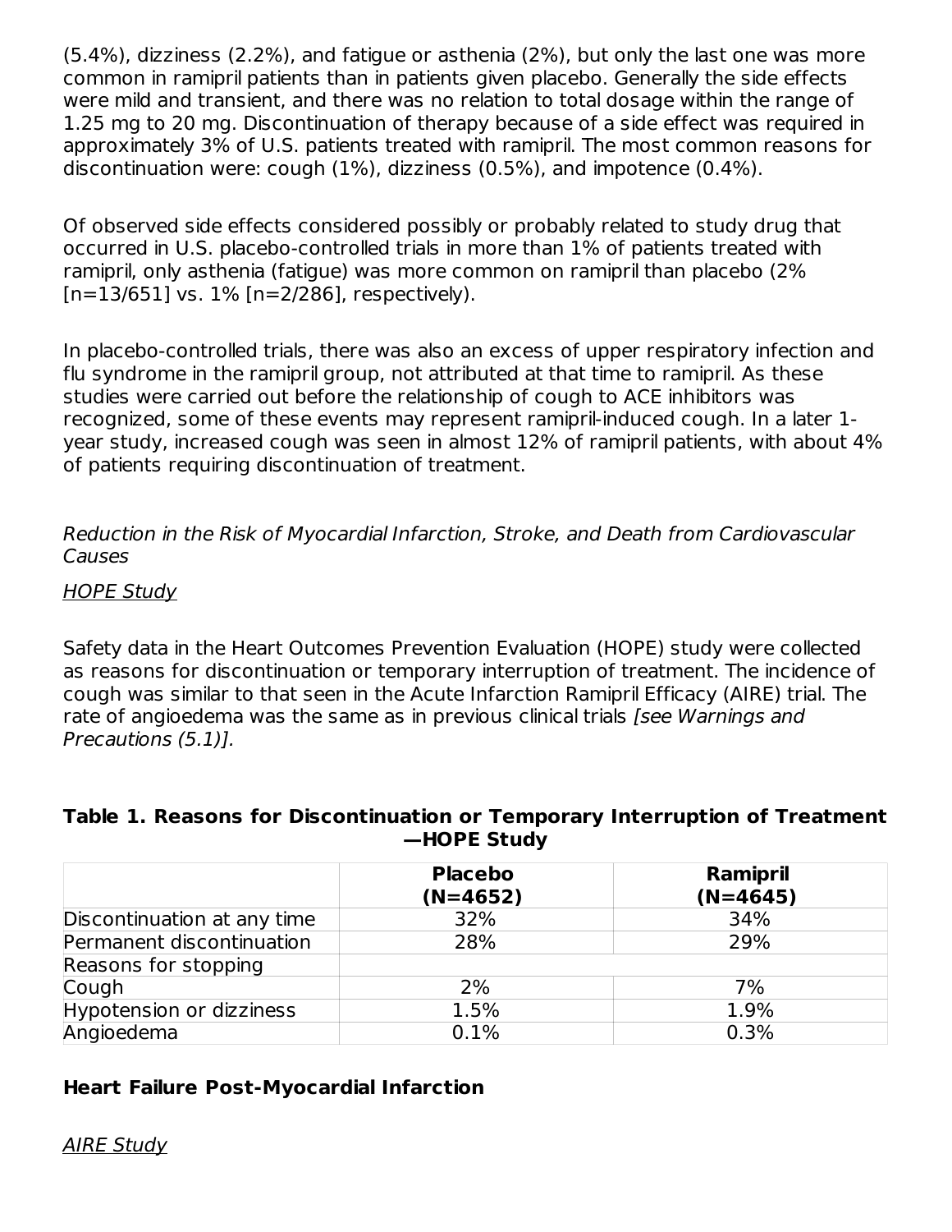(5.4%), dizziness (2.2%), and fatigue or asthenia (2%), but only the last one was more common in ramipril patients than in patients given placebo. Generally the side effects were mild and transient, and there was no relation to total dosage within the range of 1.25 mg to 20 mg. Discontinuation of therapy because of a side effect was required in approximately 3% of U.S. patients treated with ramipril. The most common reasons for discontinuation were: cough (1%), dizziness (0.5%), and impotence (0.4%).

Of observed side effects considered possibly or probably related to study drug that occurred in U.S. placebo-controlled trials in more than 1% of patients treated with ramipril, only asthenia (fatigue) was more common on ramipril than placebo (2% [n=13/651] vs. 1% [n=2/286], respectively).

In placebo-controlled trials, there was also an excess of upper respiratory infection and flu syndrome in the ramipril group, not attributed at that time to ramipril. As these studies were carried out before the relationship of cough to ACE inhibitors was recognized, some of these events may represent ramipril-induced cough. In a later 1-year study, increased cough was seen in almost 12% of ramipril patients, with about 4% of patients requiring discontinuation of treatment.

*Reduction in the Risk of Myocardial Infarction, Stroke, and Death from Cardiovascular Causes*

<u>HOPE Study</u>

Safety data in the Heart Outcomes Prevention Evaluation (HOPE) study were collected as reasons for discontinuation or temporary interruption of treatment. The incidence of cough was similar to that seen in the Acute Infarction Ramipril Efficacy (AIRE) trial. The rate of angioedema was the same as in previous clinical trials *[see Warnings and Precautions (5.1)].*

**Table 1. Reasons for Discontinuation or Temporary Interruption of Treatment —HOPE Study**

| | **Placebo (N=4652)** | **Ramipril (N=4645)** |
|---|---|---|
| Discontinuation at any time | 32% | 34% |
| Permanent discontinuation | 28% | 29% |
| Reasons for stopping | | |
| Cough | 2% | 7% |
| Hypotension or dizziness | 1.5% | 1.9% |
| Angioedema | 0.1% | 0.3% |

**Heart Failure Post-Myocardial Infarction**

<u>AIRE Study</u>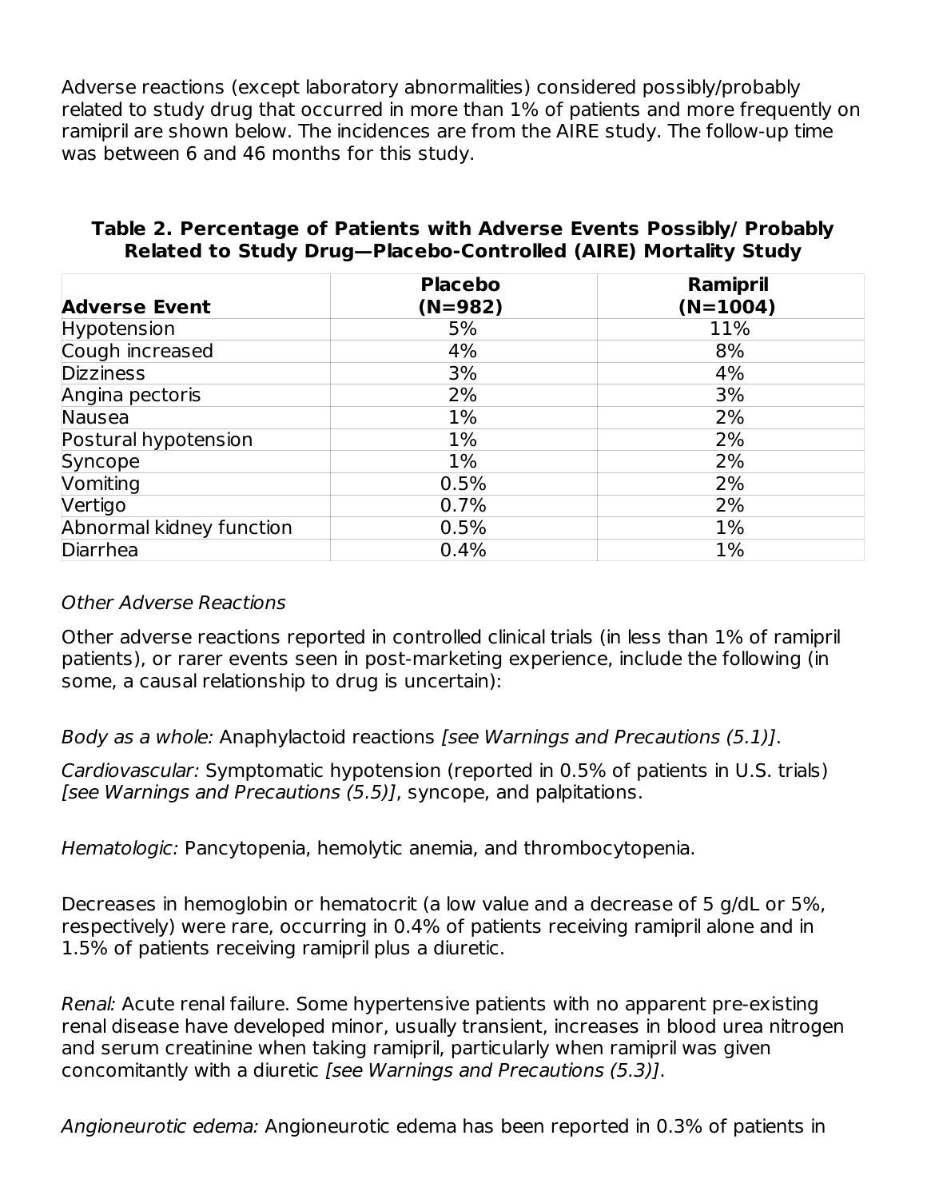Adverse reactions (except laboratory abnormalities) considered possibly/probably related to study drug that occurred in more than 1% of patients and more frequently on ramipril are shown below. The incidences are from the AIRE study. The follow-up time was between 6 and 46 months for this study.

**Table 2. Percentage of Patients with Adverse Events Possibly/ Probably Related to Study Drug—Placebo-Controlled (AIRE) Mortality Study**

| **Adverse Event** | **Placebo (N=982)** | **Ramipril (N=1004)** |
|---|---|---|
| Hypotension | 5% | 11% |
| Cough increased | 4% | 8% |
| Dizziness | 3% | 4% |
| Angina pectoris | 2% | 3% |
| Nausea | 1% | 2% |
| Postural hypotension | 1% | 2% |
| Syncope | 1% | 2% |
| Vomiting | 0.5% | 2% |
| Vertigo | 0.7% | 2% |
| Abnormal kidney function | 0.5% | 1% |
| Diarrhea | 0.4% | 1% |

*Other Adverse Reactions*

Other adverse reactions reported in controlled clinical trials (in less than 1% of ramipril patients), or rarer events seen in post-marketing experience, include the following (in some, a causal relationship to drug is uncertain):

*Body as a whole:* Anaphylactoid reactions *[see Warnings and Precautions (5.1)]*.

*Cardiovascular:* Symptomatic hypotension (reported in 0.5% of patients in U.S. trials) *[see Warnings and Precautions (5.5)]*, syncope, and palpitations.

*Hematologic:* Pancytopenia, hemolytic anemia, and thrombocytopenia.

Decreases in hemoglobin or hematocrit (a low value and a decrease of 5 g/dL or 5%, respectively) were rare, occurring in 0.4% of patients receiving ramipril alone and in 1.5% of patients receiving ramipril plus a diuretic.

*Renal:* Acute renal failure. Some hypertensive patients with no apparent pre-existing renal disease have developed minor, usually transient, increases in blood urea nitrogen and serum creatinine when taking ramipril, particularly when ramipril was given concomitantly with a diuretic *[see Warnings and Precautions (5.3)]*.

*Angioneurotic edema:* Angioneurotic edema has been reported in 0.3% of patients in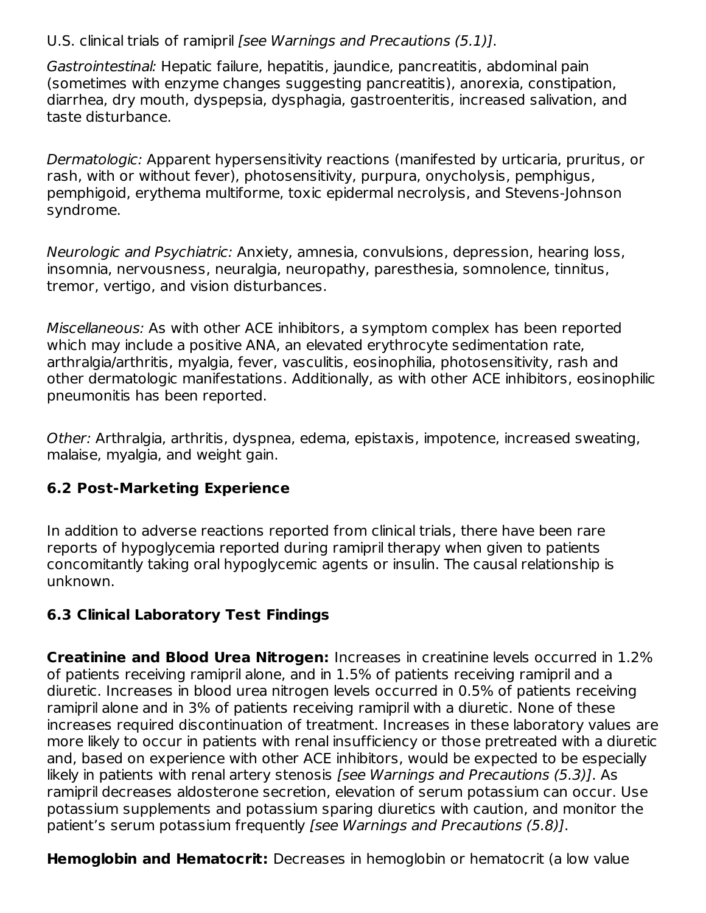U.S. clinical trials of ramipril *[see Warnings and Precautions (5.1)]*.

*Gastrointestinal:* Hepatic failure, hepatitis, jaundice, pancreatitis, abdominal pain (sometimes with enzyme changes suggesting pancreatitis), anorexia, constipation, diarrhea, dry mouth, dyspepsia, dysphagia, gastroenteritis, increased salivation, and taste disturbance.

*Dermatologic:* Apparent hypersensitivity reactions (manifested by urticaria, pruritus, or rash, with or without fever), photosensitivity, purpura, onycholysis, pemphigus, pemphigoid, erythema multiforme, toxic epidermal necrolysis, and Stevens-Johnson syndrome.

*Neurologic and Psychiatric:* Anxiety, amnesia, convulsions, depression, hearing loss, insomnia, nervousness, neuralgia, neuropathy, paresthesia, somnolence, tinnitus, tremor, vertigo, and vision disturbances.

*Miscellaneous:* As with other ACE inhibitors, a symptom complex has been reported which may include a positive ANA, an elevated erythrocyte sedimentation rate, arthralgia/arthritis, myalgia, fever, vasculitis, eosinophilia, photosensitivity, rash and other dermatologic manifestations. Additionally, as with other ACE inhibitors, eosinophilic pneumonitis has been reported.

*Other:* Arthralgia, arthritis, dyspnea, edema, epistaxis, impotence, increased sweating, malaise, myalgia, and weight gain.

### 6.2 Post-Marketing Experience

In addition to adverse reactions reported from clinical trials, there have been rare reports of hypoglycemia reported during ramipril therapy when given to patients concomitantly taking oral hypoglycemic agents or insulin. The causal relationship is unknown.

### 6.3 Clinical Laboratory Test Findings

**Creatinine and Blood Urea Nitrogen:** Increases in creatinine levels occurred in 1.2% of patients receiving ramipril alone, and in 1.5% of patients receiving ramipril and a diuretic. Increases in blood urea nitrogen levels occurred in 0.5% of patients receiving ramipril alone and in 3% of patients receiving ramipril with a diuretic. None of these increases required discontinuation of treatment. Increases in these laboratory values are more likely to occur in patients with renal insufficiency or those pretreated with a diuretic and, based on experience with other ACE inhibitors, would be expected to be especially likely in patients with renal artery stenosis *[see Warnings and Precautions (5.3)]*. As ramipril decreases aldosterone secretion, elevation of serum potassium can occur. Use potassium supplements and potassium sparing diuretics with caution, and monitor the patient's serum potassium frequently *[see Warnings and Precautions (5.8)]*.

**Hemoglobin and Hematocrit:** Decreases in hemoglobin or hematocrit (a low value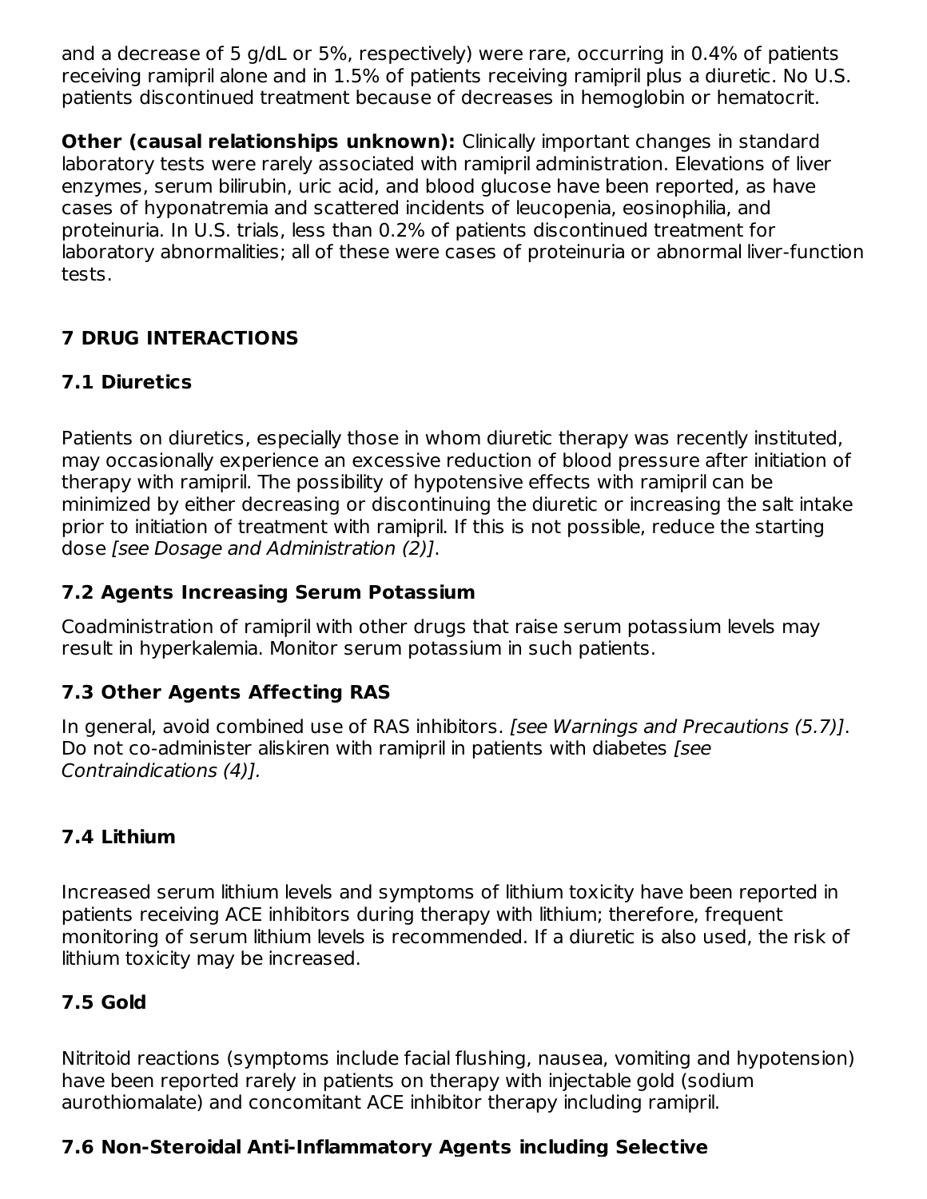and a decrease of 5 g/dL or 5%, respectively) were rare, occurring in 0.4% of patients receiving ramipril alone and in 1.5% of patients receiving ramipril plus a diuretic. No U.S. patients discontinued treatment because of decreases in hemoglobin or hematocrit.

**Other (causal relationships unknown):** Clinically important changes in standard laboratory tests were rarely associated with ramipril administration. Elevations of liver enzymes, serum bilirubin, uric acid, and blood glucose have been reported, as have cases of hyponatremia and scattered incidents of leucopenia, eosinophilia, and proteinuria. In U.S. trials, less than 0.2% of patients discontinued treatment for laboratory abnormalities; all of these were cases of proteinuria or abnormal liver-function tests.

## 7 DRUG INTERACTIONS

### 7.1 Diuretics

Patients on diuretics, especially those in whom diuretic therapy was recently instituted, may occasionally experience an excessive reduction of blood pressure after initiation of therapy with ramipril. The possibility of hypotensive effects with ramipril can be minimized by either decreasing or discontinuing the diuretic or increasing the salt intake prior to initiation of treatment with ramipril. If this is not possible, reduce the starting dose *[see Dosage and Administration (2)]*.

### 7.2 Agents Increasing Serum Potassium

Coadministration of ramipril with other drugs that raise serum potassium levels may result in hyperkalemia. Monitor serum potassium in such patients.

### 7.3 Other Agents Affecting RAS

In general, avoid combined use of RAS inhibitors. *[see Warnings and Precautions (5.7)]*. Do not co-administer aliskiren with ramipril in patients with diabetes *[see Contraindications (4)].*

### 7.4 Lithium

Increased serum lithium levels and symptoms of lithium toxicity have been reported in patients receiving ACE inhibitors during therapy with lithium; therefore, frequent monitoring of serum lithium levels is recommended. If a diuretic is also used, the risk of lithium toxicity may be increased.

### 7.5 Gold

Nitritoid reactions (symptoms include facial flushing, nausea, vomiting and hypotension) have been reported rarely in patients on therapy with injectable gold (sodium aurothiomalate) and concomitant ACE inhibitor therapy including ramipril.

### 7.6 Non-Steroidal Anti-Inflammatory Agents including Selective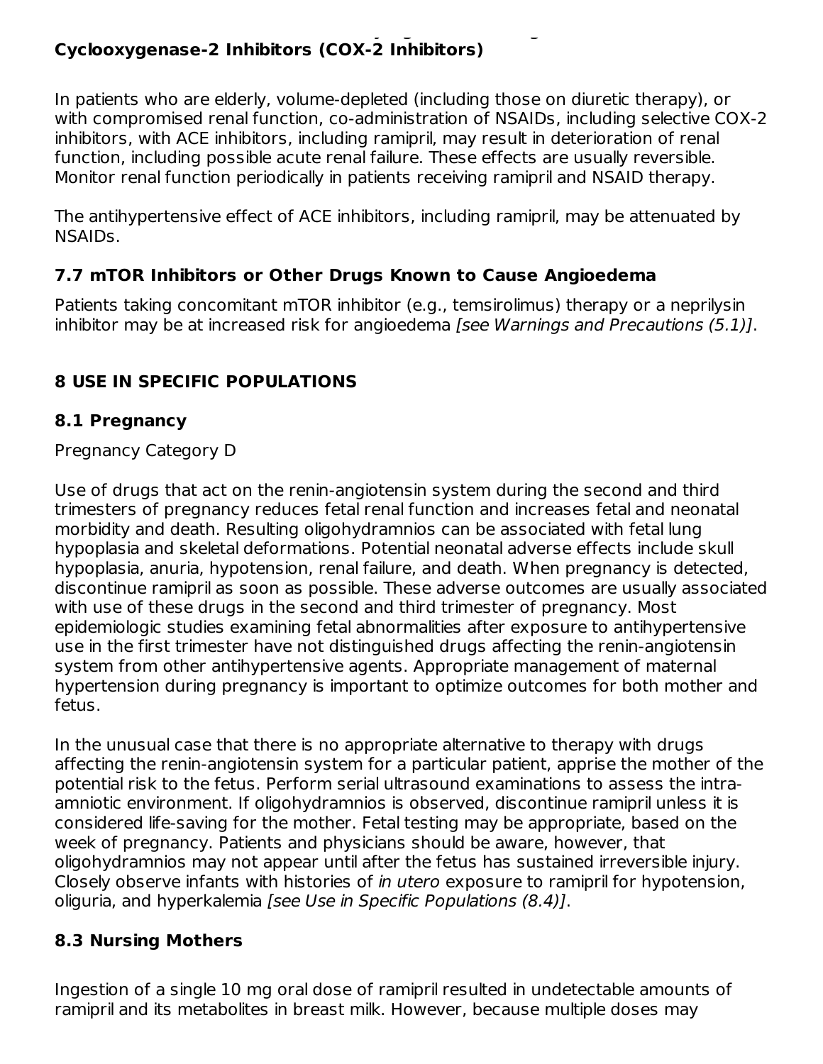### Cyclooxygenase-2 Inhibitors (COX-2 Inhibitors)

In patients who are elderly, volume-depleted (including those on diuretic therapy), or with compromised renal function, co-administration of NSAIDs, including selective COX-2 inhibitors, with ACE inhibitors, including ramipril, may result in deterioration of renal function, including possible acute renal failure. These effects are usually reversible. Monitor renal function periodically in patients receiving ramipril and NSAID therapy.

The antihypertensive effect of ACE inhibitors, including ramipril, may be attenuated by NSAIDs.

### 7.7 mTOR Inhibitors or Other Drugs Known to Cause Angioedema

Patients taking concomitant mTOR inhibitor (e.g., temsirolimus) therapy or a neprilysin inhibitor may be at increased risk for angioedema *[see Warnings and Precautions (5.1)]*.

## 8 USE IN SPECIFIC POPULATIONS

### 8.1 Pregnancy

Pregnancy Category D

Use of drugs that act on the renin-angiotensin system during the second and third trimesters of pregnancy reduces fetal renal function and increases fetal and neonatal morbidity and death. Resulting oligohydramnios can be associated with fetal lung hypoplasia and skeletal deformations. Potential neonatal adverse effects include skull hypoplasia, anuria, hypotension, renal failure, and death. When pregnancy is detected, discontinue ramipril as soon as possible. These adverse outcomes are usually associated with use of these drugs in the second and third trimester of pregnancy. Most epidemiologic studies examining fetal abnormalities after exposure to antihypertensive use in the first trimester have not distinguished drugs affecting the renin-angiotensin system from other antihypertensive agents. Appropriate management of maternal hypertension during pregnancy is important to optimize outcomes for both mother and fetus.

In the unusual case that there is no appropriate alternative to therapy with drugs affecting the renin-angiotensin system for a particular patient, apprise the mother of the potential risk to the fetus. Perform serial ultrasound examinations to assess the intra-amniotic environment. If oligohydramnios is observed, discontinue ramipril unless it is considered life-saving for the mother. Fetal testing may be appropriate, based on the week of pregnancy. Patients and physicians should be aware, however, that oligohydramnios may not appear until after the fetus has sustained irreversible injury. Closely observe infants with histories of *in utero* exposure to ramipril for hypotension, oliguria, and hyperkalemia *[see Use in Specific Populations (8.4)]*.

### 8.3 Nursing Mothers

Ingestion of a single 10 mg oral dose of ramipril resulted in undetectable amounts of ramipril and its metabolites in breast milk. However, because multiple doses may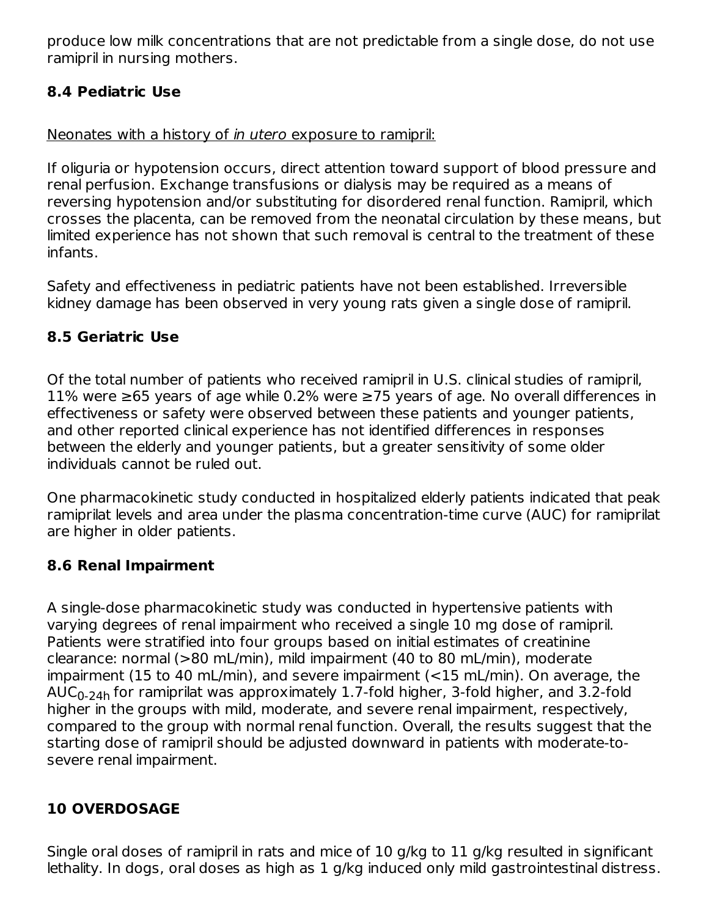produce low milk concentrations that are not predictable from a single dose, do not use ramipril in nursing mothers.

### 8.4 Pediatric Use

Neonates with a history of *in utero* exposure to ramipril:

If oliguria or hypotension occurs, direct attention toward support of blood pressure and renal perfusion. Exchange transfusions or dialysis may be required as a means of reversing hypotension and/or substituting for disordered renal function. Ramipril, which crosses the placenta, can be removed from the neonatal circulation by these means, but limited experience has not shown that such removal is central to the treatment of these infants.

Safety and effectiveness in pediatric patients have not been established. Irreversible kidney damage has been observed in very young rats given a single dose of ramipril.

### 8.5 Geriatric Use

Of the total number of patients who received ramipril in U.S. clinical studies of ramipril, 11% were ≥65 years of age while 0.2% were ≥75 years of age. No overall differences in effectiveness or safety were observed between these patients and younger patients, and other reported clinical experience has not identified differences in responses between the elderly and younger patients, but a greater sensitivity of some older individuals cannot be ruled out.

One pharmacokinetic study conducted in hospitalized elderly patients indicated that peak ramiprilat levels and area under the plasma concentration-time curve (AUC) for ramiprilat are higher in older patients.

### 8.6 Renal Impairment

A single-dose pharmacokinetic study was conducted in hypertensive patients with varying degrees of renal impairment who received a single 10 mg dose of ramipril. Patients were stratified into four groups based on initial estimates of creatinine clearance: normal (>80 mL/min), mild impairment (40 to 80 mL/min), moderate impairment (15 to 40 mL/min), and severe impairment (<15 mL/min). On average, the $AUC_{0\text{-}24h}$ for ramiprilat was approximately 1.7-fold higher, 3-fold higher, and 3.2-fold higher in the groups with mild, moderate, and severe renal impairment, respectively, compared to the group with normal renal function. Overall, the results suggest that the starting dose of ramipril should be adjusted downward in patients with moderate-to-severe renal impairment.

## 10 OVERDOSAGE

Single oral doses of ramipril in rats and mice of 10 g/kg to 11 g/kg resulted in significant lethality. In dogs, oral doses as high as 1 g/kg induced only mild gastrointestinal distress.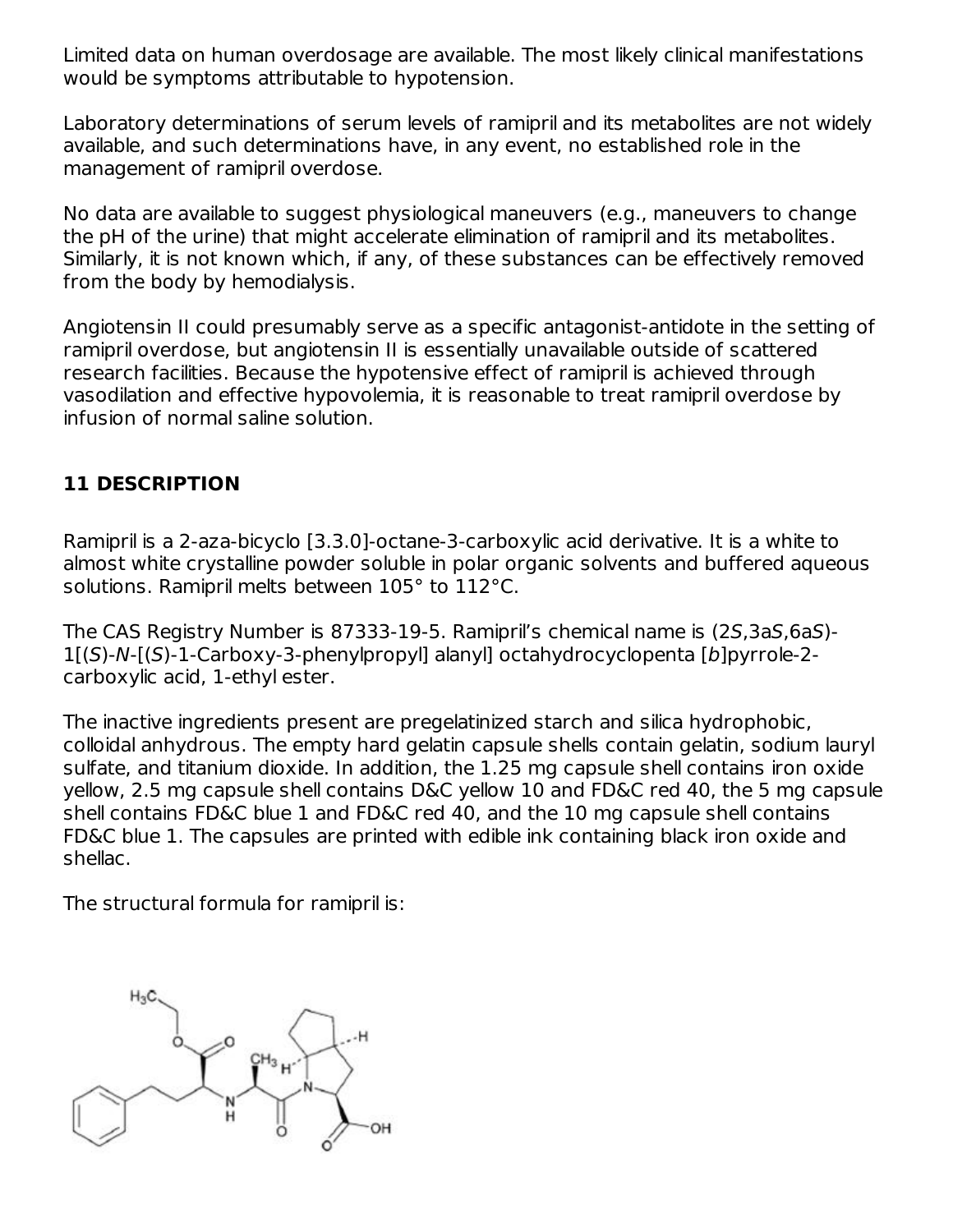Limited data on human overdosage are available. The most likely clinical manifestations would be symptoms attributable to hypotension.

Laboratory determinations of serum levels of ramipril and its metabolites are not widely available, and such determinations have, in any event, no established role in the management of ramipril overdose.

No data are available to suggest physiological maneuvers (e.g., maneuvers to change the pH of the urine) that might accelerate elimination of ramipril and its metabolites. Similarly, it is not known which, if any, of these substances can be effectively removed from the body by hemodialysis.

Angiotensin II could presumably serve as a specific antagonist-antidote in the setting of ramipril overdose, but angiotensin II is essentially unavailable outside of scattered research facilities. Because the hypotensive effect of ramipril is achieved through vasodilation and effective hypovolemia, it is reasonable to treat ramipril overdose by infusion of normal saline solution.

## 11 DESCRIPTION

Ramipril is a 2-aza-bicyclo [3.3.0]-octane-3-carboxylic acid derivative. It is a white to almost white crystalline powder soluble in polar organic solvents and buffered aqueous solutions. Ramipril melts between 105° to 112°C.

The CAS Registry Number is 87333-19-5. Ramipril's chemical name is (2*S*,3a*S*,6a*S*)-1[(*S*)-*N*-[(*S*)-1-Carboxy-3-phenylpropyl] alanyl] octahydrocyclopenta [*b*]pyrrole-2-carboxylic acid, 1-ethyl ester.

The inactive ingredients present are pregelatinized starch and silica hydrophobic, colloidal anhydrous. The empty hard gelatin capsule shells contain gelatin, sodium lauryl sulfate, and titanium dioxide. In addition, the 1.25 mg capsule shell contains iron oxide yellow, 2.5 mg capsule shell contains D&C yellow 10 and FD&C red 40, the 5 mg capsule shell contains FD&C blue 1 and FD&C red 40, and the 10 mg capsule shell contains FD&C blue 1. The capsules are printed with edible ink containing black iron oxide and shellac.

The structural formula for ramipril is: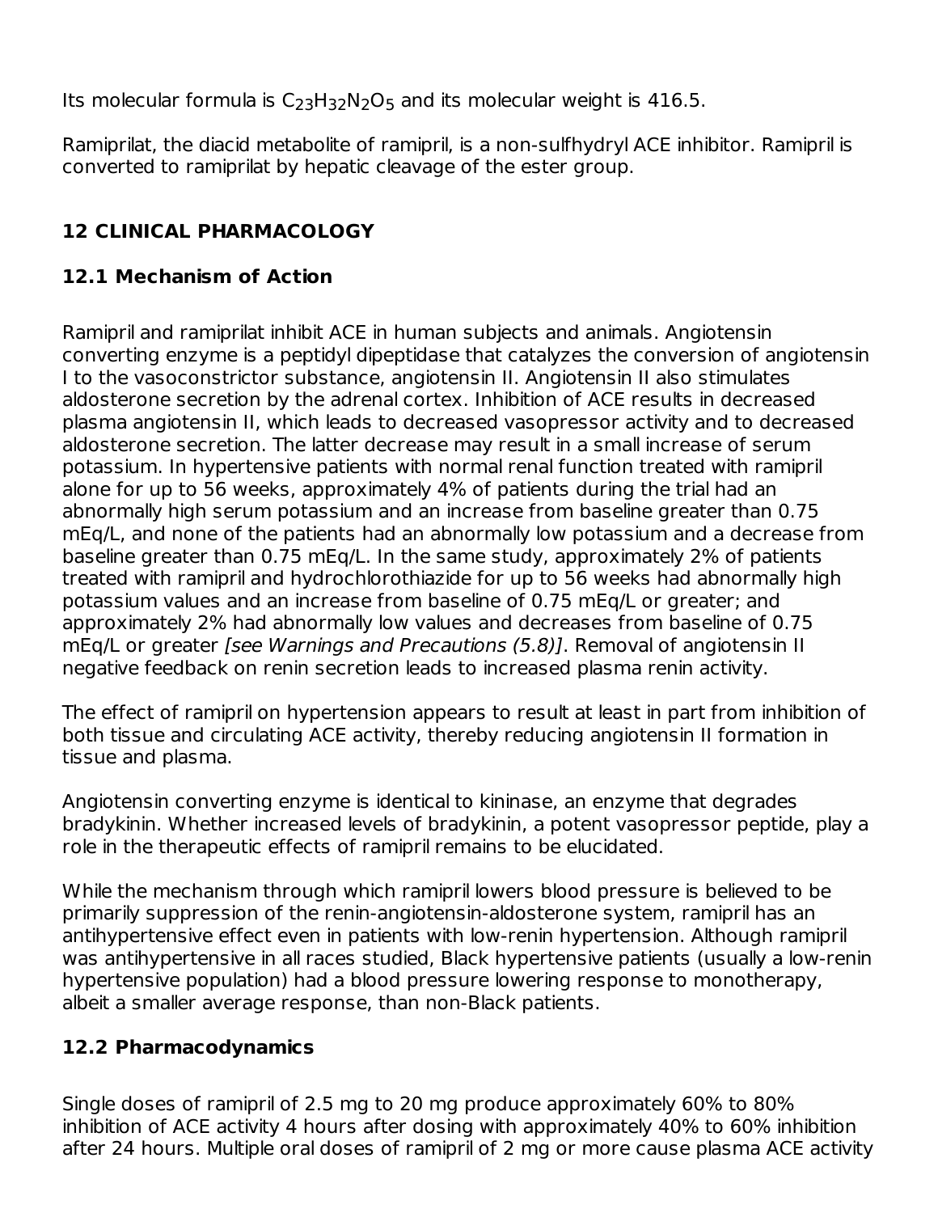Its molecular formula is $C_{23}H_{32}N_2O_5$ and its molecular weight is 416.5.

Ramiprilat, the diacid metabolite of ramipril, is a non-sulfhydryl ACE inhibitor. Ramipril is converted to ramiprilat by hepatic cleavage of the ester group.

## 12 CLINICAL PHARMACOLOGY

### 12.1 Mechanism of Action

Ramipril and ramiprilat inhibit ACE in human subjects and animals. Angiotensin converting enzyme is a peptidyl dipeptidase that catalyzes the conversion of angiotensin I to the vasoconstrictor substance, angiotensin II. Angiotensin II also stimulates aldosterone secretion by the adrenal cortex. Inhibition of ACE results in decreased plasma angiotensin II, which leads to decreased vasopressor activity and to decreased aldosterone secretion. The latter decrease may result in a small increase of serum potassium. In hypertensive patients with normal renal function treated with ramipril alone for up to 56 weeks, approximately 4% of patients during the trial had an abnormally high serum potassium and an increase from baseline greater than 0.75 mEq/L, and none of the patients had an abnormally low potassium and a decrease from baseline greater than 0.75 mEq/L. In the same study, approximately 2% of patients treated with ramipril and hydrochlorothiazide for up to 56 weeks had abnormally high potassium values and an increase from baseline of 0.75 mEq/L or greater; and approximately 2% had abnormally low values and decreases from baseline of 0.75 mEq/L or greater *[see Warnings and Precautions (5.8)]*. Removal of angiotensin II negative feedback on renin secretion leads to increased plasma renin activity.

The effect of ramipril on hypertension appears to result at least in part from inhibition of both tissue and circulating ACE activity, thereby reducing angiotensin II formation in tissue and plasma.

Angiotensin converting enzyme is identical to kininase, an enzyme that degrades bradykinin. Whether increased levels of bradykinin, a potent vasopressor peptide, play a role in the therapeutic effects of ramipril remains to be elucidated.

While the mechanism through which ramipril lowers blood pressure is believed to be primarily suppression of the renin-angiotensin-aldosterone system, ramipril has an antihypertensive effect even in patients with low-renin hypertension. Although ramipril was antihypertensive in all races studied, Black hypertensive patients (usually a low-renin hypertensive population) had a blood pressure lowering response to monotherapy, albeit a smaller average response, than non-Black patients.

### 12.2 Pharmacodynamics

Single doses of ramipril of 2.5 mg to 20 mg produce approximately 60% to 80% inhibition of ACE activity 4 hours after dosing with approximately 40% to 60% inhibition after 24 hours. Multiple oral doses of ramipril of 2 mg or more cause plasma ACE activity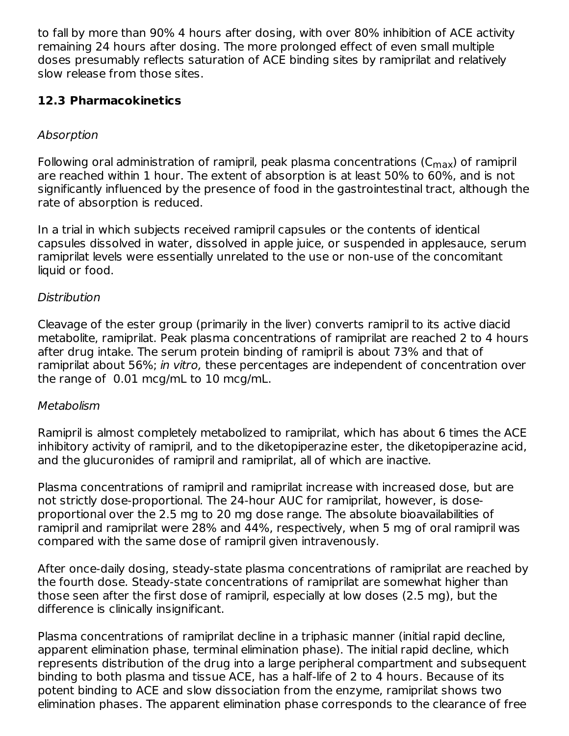to fall by more than 90% 4 hours after dosing, with over 80% inhibition of ACE activity remaining 24 hours after dosing. The more prolonged effect of even small multiple doses presumably reflects saturation of ACE binding sites by ramiprilat and relatively slow release from those sites.

### 12.3 Pharmacokinetics

*Absorption*

Following oral administration of ramipril, peak plasma concentrations ($C_{max}$) of ramipril are reached within 1 hour. The extent of absorption is at least 50% to 60%, and is not significantly influenced by the presence of food in the gastrointestinal tract, although the rate of absorption is reduced.

In a trial in which subjects received ramipril capsules or the contents of identical capsules dissolved in water, dissolved in apple juice, or suspended in applesauce, serum ramiprilat levels were essentially unrelated to the use or non-use of the concomitant liquid or food.

*Distribution*

Cleavage of the ester group (primarily in the liver) converts ramipril to its active diacid metabolite, ramiprilat. Peak plasma concentrations of ramiprilat are reached 2 to 4 hours after drug intake. The serum protein binding of ramipril is about 73% and that of ramiprilat about 56%; *in vitro,* these percentages are independent of concentration over the range of 0.01 mcg/mL to 10 mcg/mL.

*Metabolism*

Ramipril is almost completely metabolized to ramiprilat, which has about 6 times the ACE inhibitory activity of ramipril, and to the diketopiperazine ester, the diketopiperazine acid, and the glucuronides of ramipril and ramiprilat, all of which are inactive.

Plasma concentrations of ramipril and ramiprilat increase with increased dose, but are not strictly dose-proportional. The 24-hour AUC for ramiprilat, however, is dose-proportional over the 2.5 mg to 20 mg dose range. The absolute bioavailabilities of ramipril and ramiprilat were 28% and 44%, respectively, when 5 mg of oral ramipril was compared with the same dose of ramipril given intravenously.

After once-daily dosing, steady-state plasma concentrations of ramiprilat are reached by the fourth dose. Steady-state concentrations of ramiprilat are somewhat higher than those seen after the first dose of ramipril, especially at low doses (2.5 mg), but the difference is clinically insignificant.

Plasma concentrations of ramiprilat decline in a triphasic manner (initial rapid decline, apparent elimination phase, terminal elimination phase). The initial rapid decline, which represents distribution of the drug into a large peripheral compartment and subsequent binding to both plasma and tissue ACE, has a half-life of 2 to 4 hours. Because of its potent binding to ACE and slow dissociation from the enzyme, ramiprilat shows two elimination phases. The apparent elimination phase corresponds to the clearance of free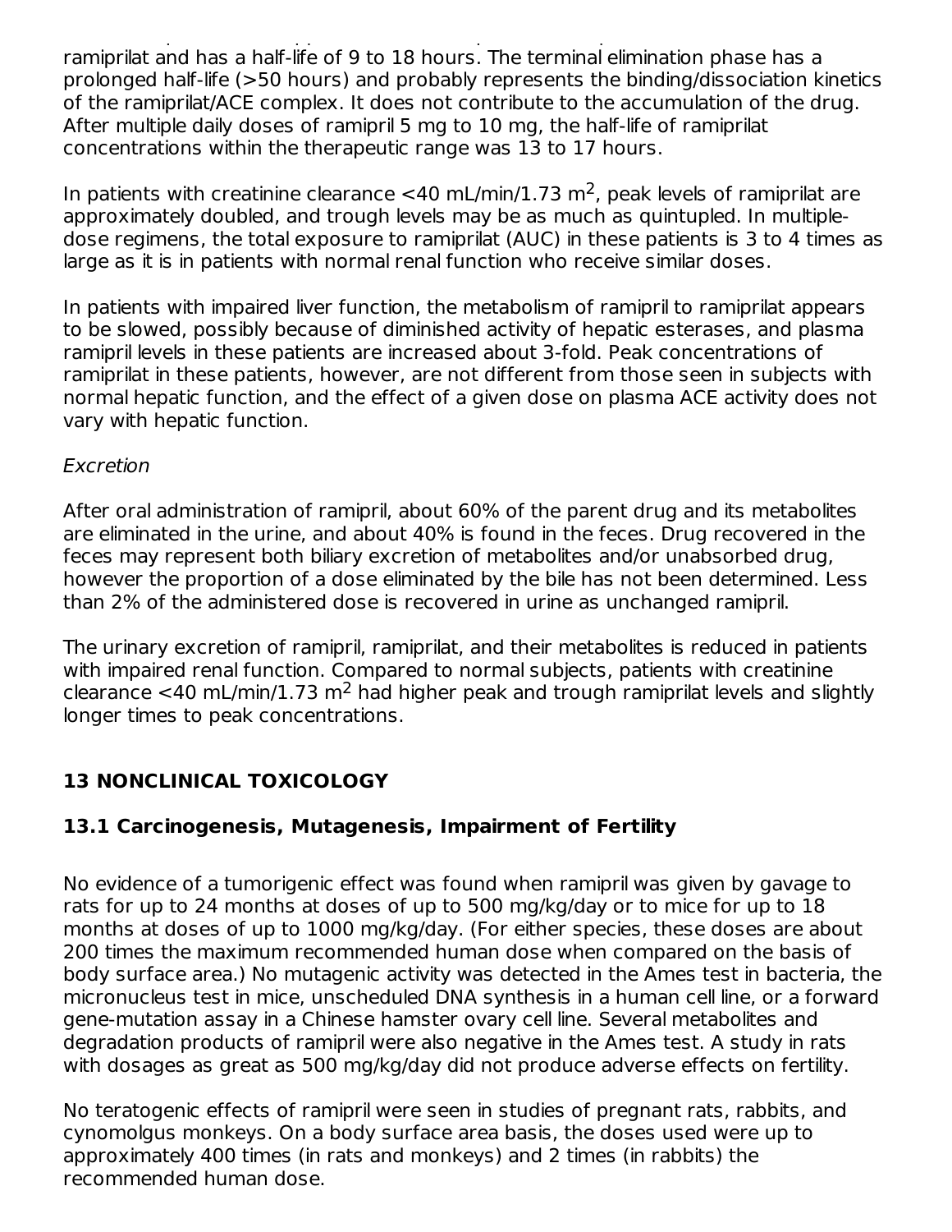ramiprilat and has a half-life of 9 to 18 hours. The terminal elimination phase has a prolonged half-life (>50 hours) and probably represents the binding/dissociation kinetics of the ramiprilat/ACE complex. It does not contribute to the accumulation of the drug. After multiple daily doses of ramipril 5 mg to 10 mg, the half-life of ramiprilat concentrations within the therapeutic range was 13 to 17 hours.

In patients with creatinine clearance <40 mL/min/1.73 $m^2$, peak levels of ramiprilat are approximately doubled, and trough levels may be as much as quintupled. In multiple-dose regimens, the total exposure to ramiprilat (AUC) in these patients is 3 to 4 times as large as it is in patients with normal renal function who receive similar doses.

In patients with impaired liver function, the metabolism of ramipril to ramiprilat appears to be slowed, possibly because of diminished activity of hepatic esterases, and plasma ramipril levels in these patients are increased about 3-fold. Peak concentrations of ramiprilat in these patients, however, are not different from those seen in subjects with normal hepatic function, and the effect of a given dose on plasma ACE activity does not vary with hepatic function.

*Excretion*

After oral administration of ramipril, about 60% of the parent drug and its metabolites are eliminated in the urine, and about 40% is found in the feces. Drug recovered in the feces may represent both biliary excretion of metabolites and/or unabsorbed drug, however the proportion of a dose eliminated by the bile has not been determined. Less than 2% of the administered dose is recovered in urine as unchanged ramipril.

The urinary excretion of ramipril, ramiprilat, and their metabolites is reduced in patients with impaired renal function. Compared to normal subjects, patients with creatinine clearance <40 mL/min/1.73 $m^2$ had higher peak and trough ramiprilat levels and slightly longer times to peak concentrations.

## 13 NONCLINICAL TOXICOLOGY

### 13.1 Carcinogenesis, Mutagenesis, Impairment of Fertility

No evidence of a tumorigenic effect was found when ramipril was given by gavage to rats for up to 24 months at doses of up to 500 mg/kg/day or to mice for up to 18 months at doses of up to 1000 mg/kg/day. (For either species, these doses are about 200 times the maximum recommended human dose when compared on the basis of body surface area.) No mutagenic activity was detected in the Ames test in bacteria, the micronucleus test in mice, unscheduled DNA synthesis in a human cell line, or a forward gene-mutation assay in a Chinese hamster ovary cell line. Several metabolites and degradation products of ramipril were also negative in the Ames test. A study in rats with dosages as great as 500 mg/kg/day did not produce adverse effects on fertility.

No teratogenic effects of ramipril were seen in studies of pregnant rats, rabbits, and cynomolgus monkeys. On a body surface area basis, the doses used were up to approximately 400 times (in rats and monkeys) and 2 times (in rabbits) the recommended human dose.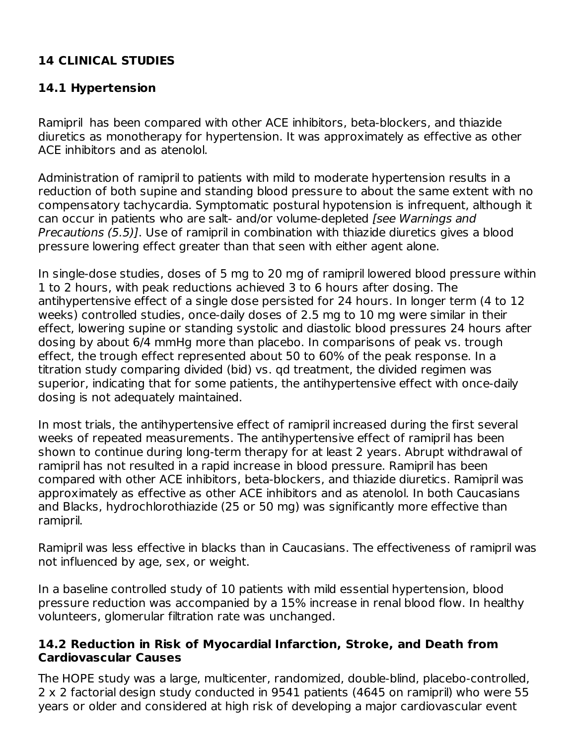## 14 CLINICAL STUDIES

### 14.1 Hypertension

Ramipril has been compared with other ACE inhibitors, beta-blockers, and thiazide diuretics as monotherapy for hypertension. It was approximately as effective as other ACE inhibitors and as atenolol.

Administration of ramipril to patients with mild to moderate hypertension results in a reduction of both supine and standing blood pressure to about the same extent with no compensatory tachycardia. Symptomatic postural hypotension is infrequent, although it can occur in patients who are salt- and/or volume-depleted *[see Warnings and Precautions (5.5)]*. Use of ramipril in combination with thiazide diuretics gives a blood pressure lowering effect greater than that seen with either agent alone.

In single-dose studies, doses of 5 mg to 20 mg of ramipril lowered blood pressure within 1 to 2 hours, with peak reductions achieved 3 to 6 hours after dosing. The antihypertensive effect of a single dose persisted for 24 hours. In longer term (4 to 12 weeks) controlled studies, once-daily doses of 2.5 mg to 10 mg were similar in their effect, lowering supine or standing systolic and diastolic blood pressures 24 hours after dosing by about 6/4 mmHg more than placebo. In comparisons of peak vs. trough effect, the trough effect represented about 50 to 60% of the peak response. In a titration study comparing divided (bid) vs. qd treatment, the divided regimen was superior, indicating that for some patients, the antihypertensive effect with once-daily dosing is not adequately maintained.

In most trials, the antihypertensive effect of ramipril increased during the first several weeks of repeated measurements. The antihypertensive effect of ramipril has been shown to continue during long-term therapy for at least 2 years. Abrupt withdrawal of ramipril has not resulted in a rapid increase in blood pressure. Ramipril has been compared with other ACE inhibitors, beta-blockers, and thiazide diuretics. Ramipril was approximately as effective as other ACE inhibitors and as atenolol. In both Caucasians and Blacks, hydrochlorothiazide (25 or 50 mg) was significantly more effective than ramipril.

Ramipril was less effective in blacks than in Caucasians. The effectiveness of ramipril was not influenced by age, sex, or weight.

In a baseline controlled study of 10 patients with mild essential hypertension, blood pressure reduction was accompanied by a 15% increase in renal blood flow. In healthy volunteers, glomerular filtration rate was unchanged.

### 14.2 Reduction in Risk of Myocardial Infarction, Stroke, and Death from Cardiovascular Causes

The HOPE study was a large, multicenter, randomized, double-blind, placebo-controlled, 2 x 2 factorial design study conducted in 9541 patients (4645 on ramipril) who were 55 years or older and considered at high risk of developing a major cardiovascular event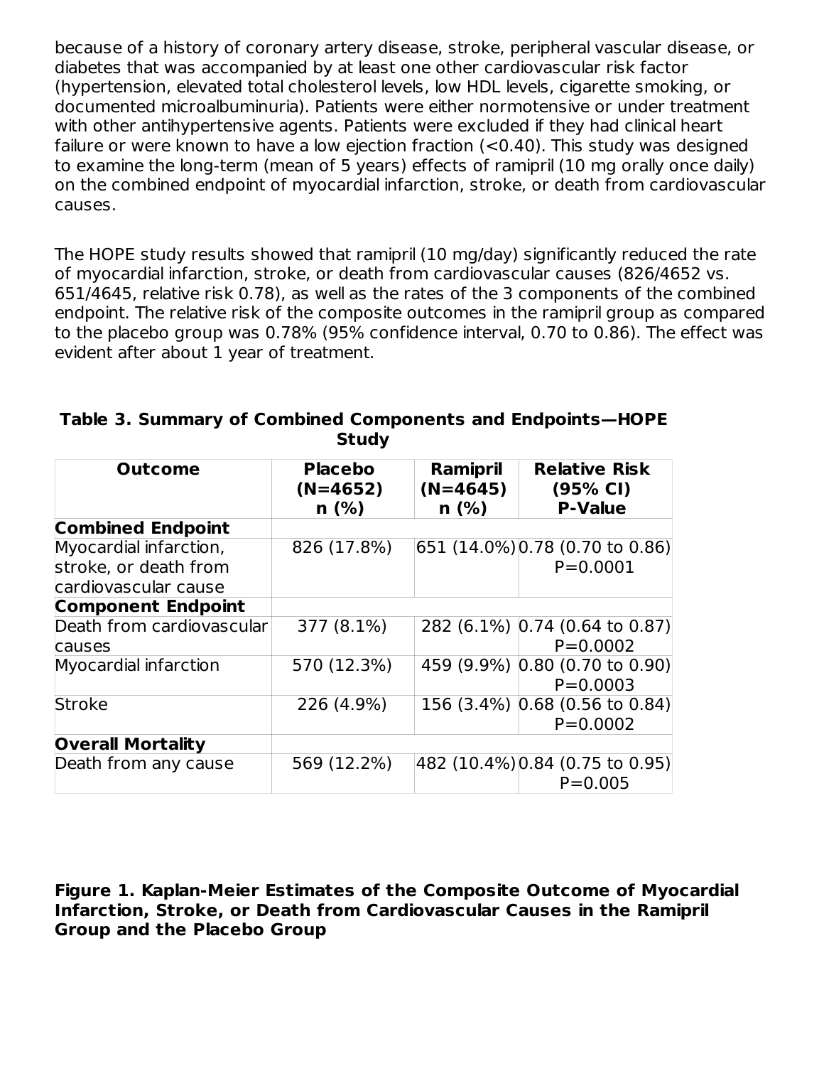because of a history of coronary artery disease, stroke, peripheral vascular disease, or diabetes that was accompanied by at least one other cardiovascular risk factor (hypertension, elevated total cholesterol levels, low HDL levels, cigarette smoking, or documented microalbuminuria). Patients were either normotensive or under treatment with other antihypertensive agents. Patients were excluded if they had clinical heart failure or were known to have a low ejection fraction (<0.40). This study was designed to examine the long-term (mean of 5 years) effects of ramipril (10 mg orally once daily) on the combined endpoint of myocardial infarction, stroke, or death from cardiovascular causes.

The HOPE study results showed that ramipril (10 mg/day) significantly reduced the rate of myocardial infarction, stroke, or death from cardiovascular causes (826/4652 vs. 651/4645, relative risk 0.78), as well as the rates of the 3 components of the combined endpoint. The relative risk of the composite outcomes in the ramipril group as compared to the placebo group was 0.78% (95% confidence interval, 0.70 to 0.86). The effect was evident after about 1 year of treatment.

**Table 3. Summary of Combined Components and Endpoints—HOPE Study**

| Outcome | Placebo (N=4652) n (%) | Ramipril (N=4645) n (%) | Relative Risk (95% CI) P-Value |
|---|---|---|---|
| **Combined Endpoint** | | | |
| Myocardial infarction, stroke, or death from cardiovascular cause | 826 (17.8%) | 651 (14.0%) | 0.78 (0.70 to 0.86) P=0.0001 |
| **Component Endpoint** | | | |
| Death from cardiovascular causes | 377 (8.1%) | 282 (6.1%) | 0.74 (0.64 to 0.87) P=0.0002 |
| Myocardial infarction | 570 (12.3%) | 459 (9.9%) | 0.80 (0.70 to 0.90) P=0.0003 |
| Stroke | 226 (4.9%) | 156 (3.4%) | 0.68 (0.56 to 0.84) P=0.0002 |
| **Overall Mortality** | | | |
| Death from any cause | 569 (12.2%) | 482 (10.4%) | 0.84 (0.75 to 0.95) P=0.005 |

**Figure 1. Kaplan-Meier Estimates of the Composite Outcome of Myocardial Infarction, Stroke, or Death from Cardiovascular Causes in the Ramipril Group and the Placebo Group**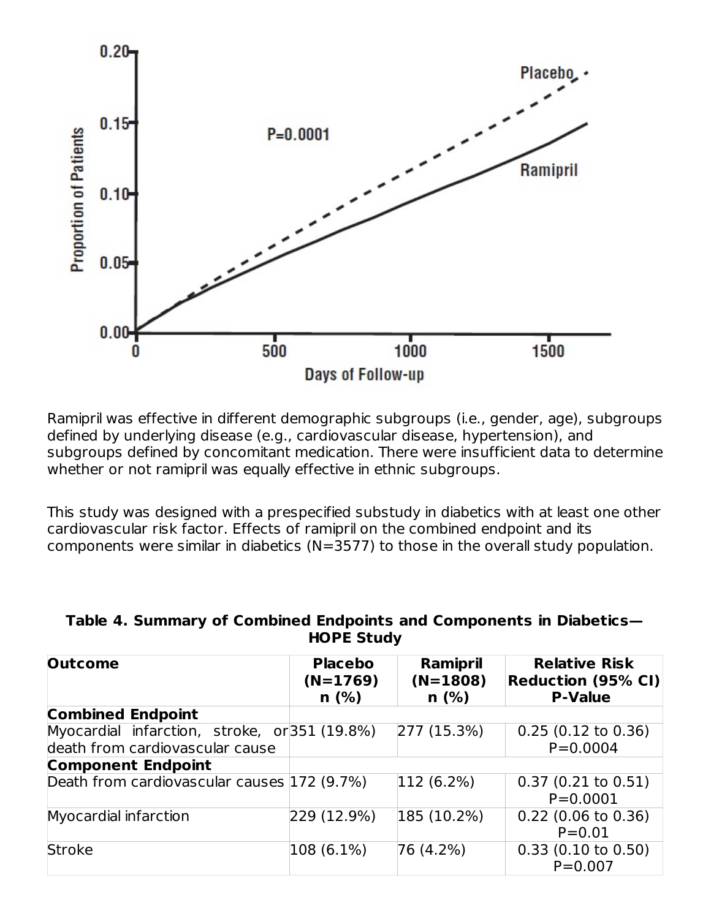Ramipril was effective in different demographic subgroups (i.e., gender, age), subgroups defined by underlying disease (e.g., cardiovascular disease, hypertension), and subgroups defined by concomitant medication. There were insufficient data to determine whether or not ramipril was equally effective in ethnic subgroups.

This study was designed with a prespecified substudy in diabetics with at least one other cardiovascular risk factor. Effects of ramipril on the combined endpoint and its components were similar in diabetics (N=3577) to those in the overall study population.

**Table 4. Summary of Combined Endpoints and Components in Diabetics—HOPE Study**

| Outcome | Placebo (N=1769) n (%) | Ramipril (N=1808) n (%) | Relative Risk Reduction (95% CI) P-Value |
|---|---|---|---|
| **Combined Endpoint** | | | |
| Myocardial infarction, stroke, or death from cardiovascular cause | 351 (19.8%) | 277 (15.3%) | 0.25 (0.12 to 0.36) P=0.0004 |
| **Component Endpoint** | | | |
| Death from cardiovascular causes | 172 (9.7%) | 112 (6.2%) | 0.37 (0.21 to 0.51) P=0.0001 |
| Myocardial infarction | 229 (12.9%) | 185 (10.2%) | 0.22 (0.06 to 0.36) P=0.01 |
| Stroke | 108 (6.1%) | 76 (4.2%) | 0.33 (0.10 to 0.50) P=0.007 |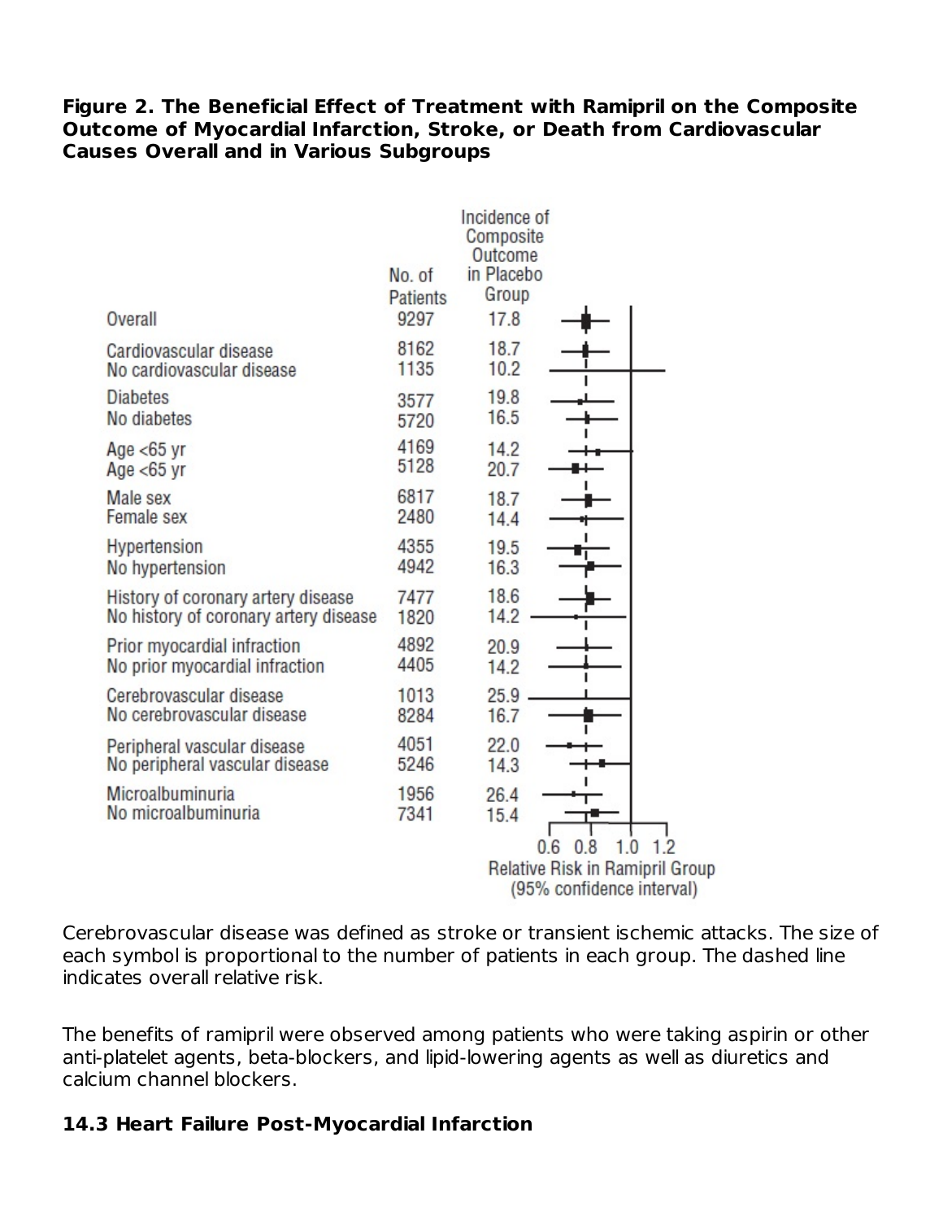**Figure 2. The Beneficial Effect of Treatment with Ramipril on the Composite Outcome of Myocardial Infarction, Stroke, or Death from Cardiovascular Causes Overall and in Various Subgroups**

| | No. of Patients | Incidence of Composite Outcome in Placebo Group |
|---|---|---|
| Overall | 9297 | 17.8 |
| Cardiovascular disease | 8162 | 18.7 |
| No cardiovascular disease | 1135 | 10.2 |
| Diabetes | 3577 | 19.8 |
| No diabetes | 5720 | 16.5 |
| Age <65 yr | 4169 | 14.2 |
| Age <65 yr | 5128 | 20.7 |
| Male sex | 6817 | 18.7 |
| Female sex | 2480 | 14.4 |
| Hypertension | 4355 | 19.5 |
| No hypertension | 4942 | 16.3 |
| History of coronary artery disease | 7477 | 18.6 |
| No history of coronary artery disease | 1820 | 14.2 |
| Prior myocardial infraction | 4892 | 20.9 |
| No prior myocardial infraction | 4405 | 14.2 |
| Cerebrovascular disease | 1013 | 25.9 |
| No cerebrovascular disease | 8284 | 16.7 |
| Peripheral vascular disease | 4051 | 22.0 |
| No peripheral vascular disease | 5246 | 14.3 |
| Microalbuminuria | 1956 | 26.4 |
| No microalbuminuria | 7341 | 15.4 |

Relative Risk in Ramipril Group (95% confidence interval): 0.6 0.8 1.0 1.2

Cerebrovascular disease was defined as stroke or transient ischemic attacks. The size of each symbol is proportional to the number of patients in each group. The dashed line indicates overall relative risk.

The benefits of ramipril were observed among patients who were taking aspirin or other anti-platelet agents, beta-blockers, and lipid-lowering agents as well as diuretics and calcium channel blockers.

### 14.3 Heart Failure Post-Myocardial Infarction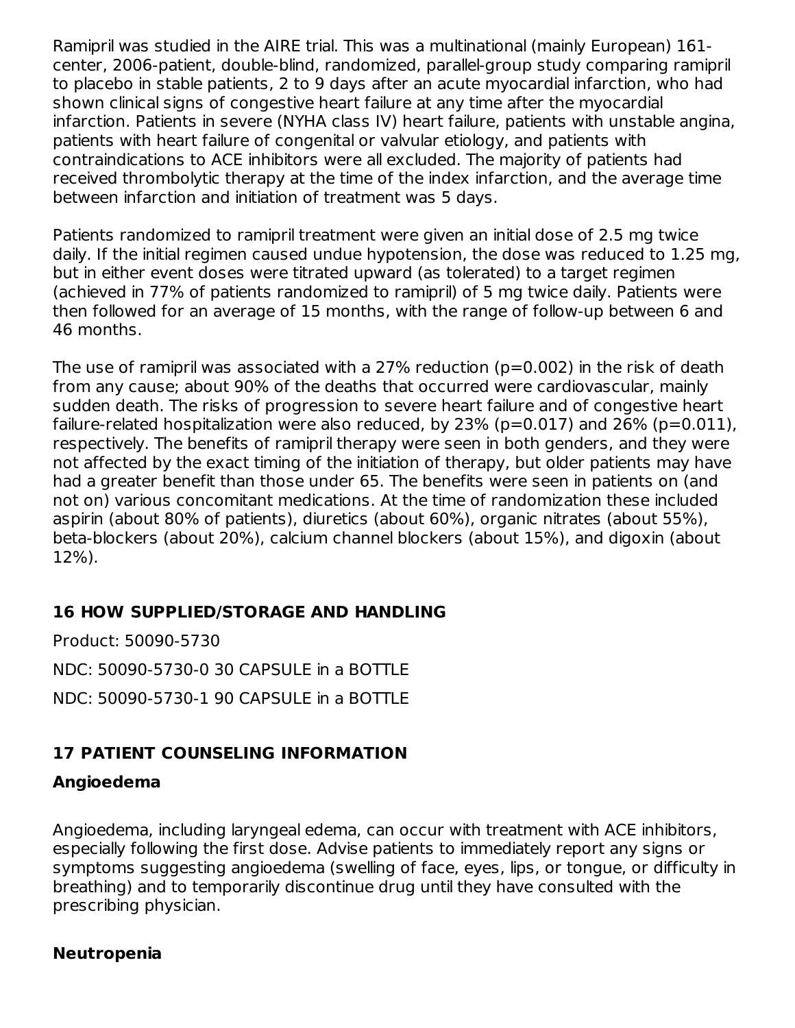Ramipril was studied in the AIRE trial. This was a multinational (mainly European) 161-center, 2006-patient, double-blind, randomized, parallel-group study comparing ramipril to placebo in stable patients, 2 to 9 days after an acute myocardial infarction, who had shown clinical signs of congestive heart failure at any time after the myocardial infarction. Patients in severe (NYHA class IV) heart failure, patients with unstable angina, patients with heart failure of congenital or valvular etiology, and patients with contraindications to ACE inhibitors were all excluded. The majority of patients had received thrombolytic therapy at the time of the index infarction, and the average time between infarction and initiation of treatment was 5 days.

Patients randomized to ramipril treatment were given an initial dose of 2.5 mg twice daily. If the initial regimen caused undue hypotension, the dose was reduced to 1.25 mg, but in either event doses were titrated upward (as tolerated) to a target regimen (achieved in 77% of patients randomized to ramipril) of 5 mg twice daily. Patients were then followed for an average of 15 months, with the range of follow-up between 6 and 46 months.

The use of ramipril was associated with a 27% reduction ($p=0.002$) in the risk of death from any cause; about 90% of the deaths that occurred were cardiovascular, mainly sudden death. The risks of progression to severe heart failure and of congestive heart failure-related hospitalization were also reduced, by 23% ($p=0.017$) and 26% ($p=0.011$), respectively. The benefits of ramipril therapy were seen in both genders, and they were not affected by the exact timing of the initiation of therapy, but older patients may have had a greater benefit than those under 65. The benefits were seen in patients on (and not on) various concomitant medications. At the time of randomization these included aspirin (about 80% of patients), diuretics (about 60%), organic nitrates (about 55%), beta-blockers (about 20%), calcium channel blockers (about 15%), and digoxin (about 12%).

## 16 HOW SUPPLIED/STORAGE AND HANDLING

Product: 50090-5730

NDC: 50090-5730-0 30 CAPSULE in a BOTTLE

NDC: 50090-5730-1 90 CAPSULE in a BOTTLE

## 17 PATIENT COUNSELING INFORMATION

### Angioedema

Angioedema, including laryngeal edema, can occur with treatment with ACE inhibitors, especially following the first dose. Advise patients to immediately report any signs or symptoms suggesting angioedema (swelling of face, eyes, lips, or tongue, or difficulty in breathing) and to temporarily discontinue drug until they have consulted with the prescribing physician.

### Neutropenia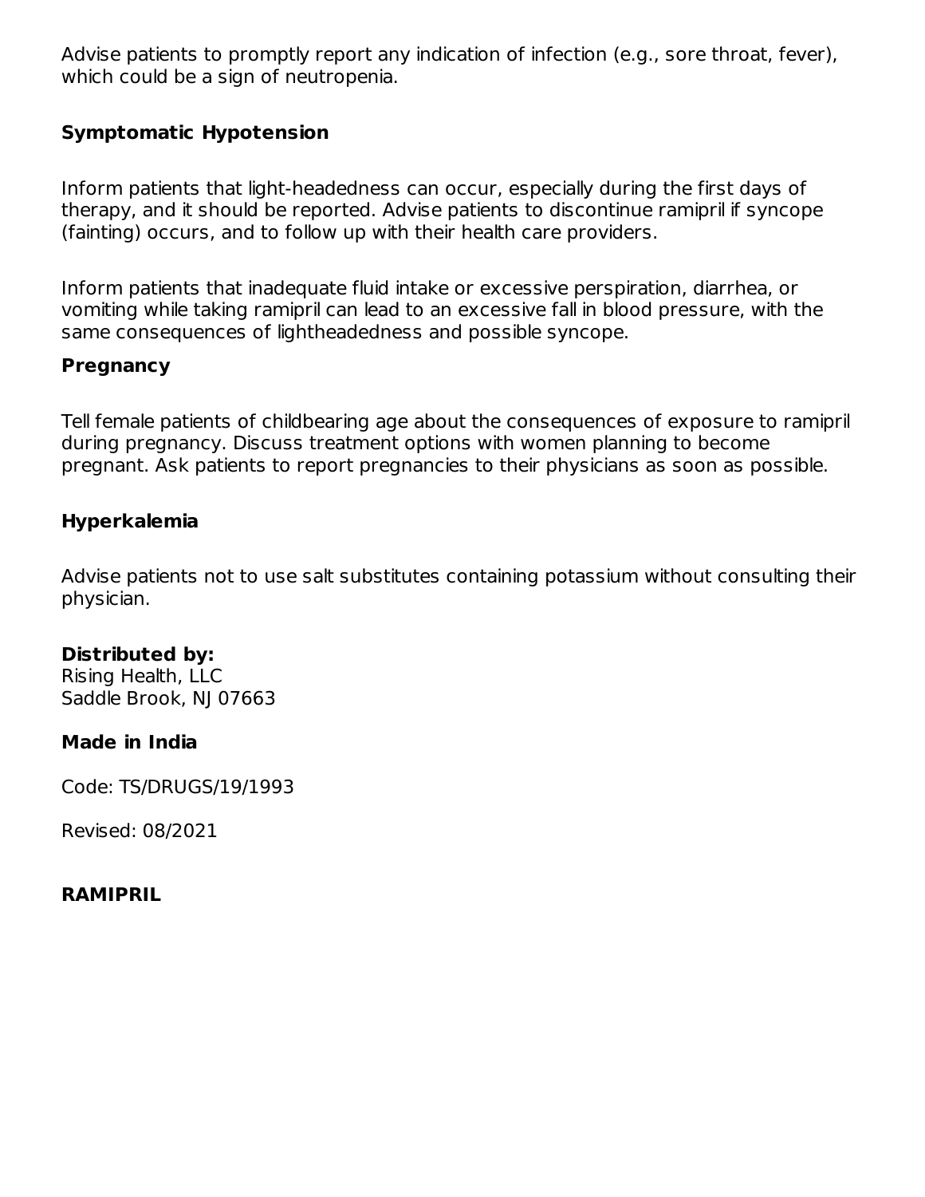Advise patients to promptly report any indication of infection (e.g., sore throat, fever), which could be a sign of neutropenia.

### Symptomatic Hypotension

Inform patients that light-headedness can occur, especially during the first days of therapy, and it should be reported. Advise patients to discontinue ramipril if syncope (fainting) occurs, and to follow up with their health care providers.

Inform patients that inadequate fluid intake or excessive perspiration, diarrhea, or vomiting while taking ramipril can lead to an excessive fall in blood pressure, with the same consequences of lightheadedness and possible syncope.

### Pregnancy

Tell female patients of childbearing age about the consequences of exposure to ramipril during pregnancy. Discuss treatment options with women planning to become pregnant. Ask patients to report pregnancies to their physicians as soon as possible.

### Hyperkalemia

Advise patients not to use salt substitutes containing potassium without consulting their physician.

**Distributed by:**
Rising Health, LLC
Saddle Brook, NJ 07663

**Made in India**

Code: TS/DRUGS/19/1993

Revised: 08/2021

**RAMIPRIL**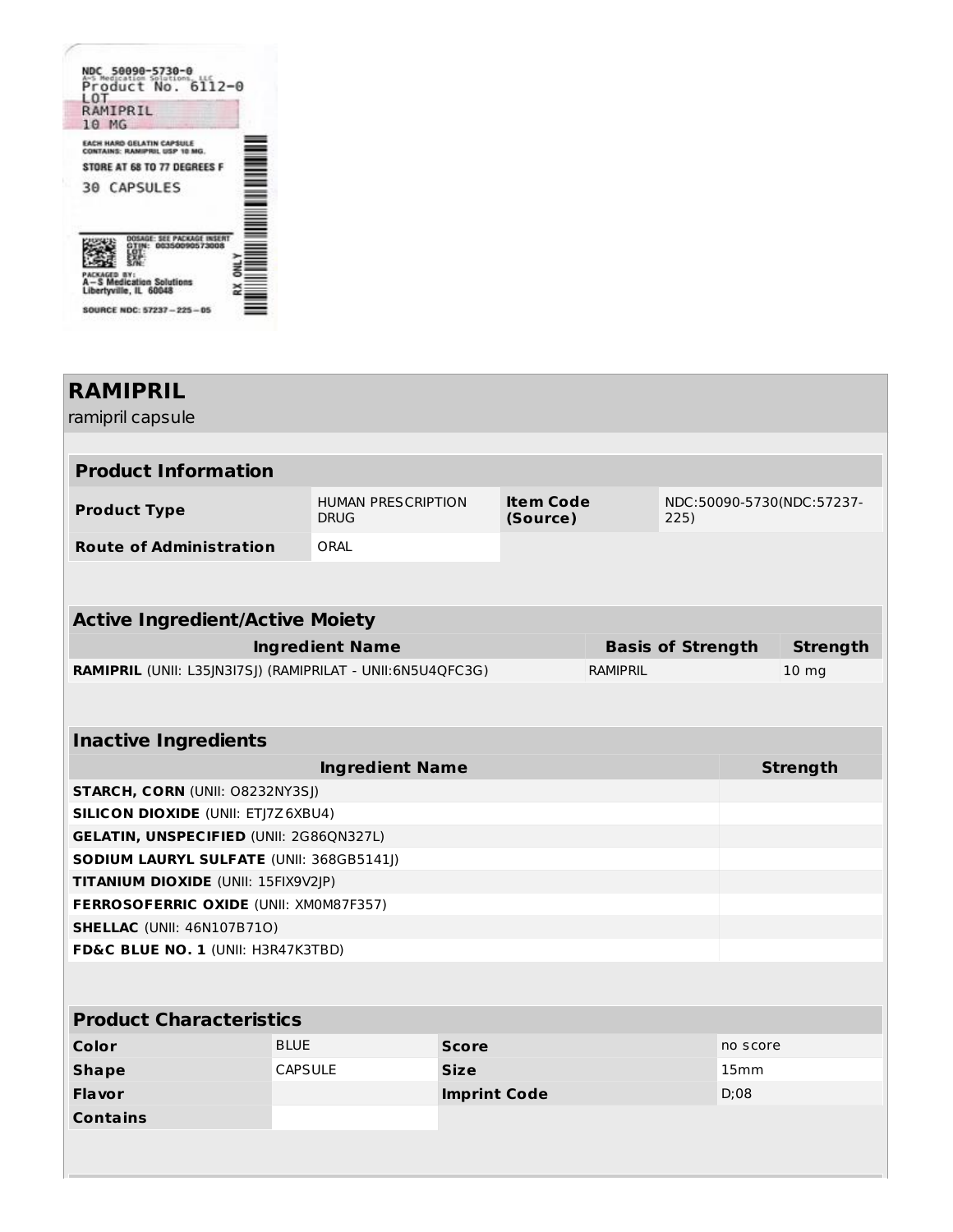NDC 50090-5730-0
A-S Medication Solutions, LLC
Product No. 6112-0
LOT
RAMIPRIL
10 MG

EACH HARD GELATIN CAPSULE
CONTAINS: RAMIPRIL USP 10 MG.

STORE AT 68 TO 77 DEGREES F

30 CAPSULES

DOSAGE: SEE PACKAGE INSERT
GTIN: 00350090573008
LOT:
EXP:
S/N:

PACKAGED BY:
A-S Medication Solutions
Libertyville, IL 60048

RX ONLY

SOURCE NDC: 57237-225-05

# RAMIPRIL

ramipril capsule

## Product Information

| | | | |
|---|---|---|---|
| **Product Type** | HUMAN PRESCRIPTION DRUG | **Item Code (Source)** | NDC:50090-5730(NDC:57237-225) |
| **Route of Administration** | ORAL | | |

## Active Ingredient/Active Moiety

| Ingredient Name | Basis of Strength | Strength |
|---|---|---|
| **RAMIPRIL** (UNII: L35JN3I7SJ) (RAMIPRILAT - UNII:6N5U4QFC3G) | RAMIPRIL | 10 mg |

## Inactive Ingredients

| Ingredient Name | Strength |
|---|---|
| **STARCH, CORN** (UNII: O8232NY3SJ) | |
| **SILICON DIOXIDE** (UNII: ETJ7Z6XBU4) | |
| **GELATIN, UNSPECIFIED** (UNII: 2G86QN327L) | |
| **SODIUM LAURYL SULFATE** (UNII: 368GB5141J) | |
| **TITANIUM DIOXIDE** (UNII: 15FIX9V2JP) | |
| **FERROSOFERRIC OXIDE** (UNII: XM0M87F357) | |
| **SHELLAC** (UNII: 46N107B71O) | |
| **FD&C BLUE NO. 1** (UNII: H3R47K3TBD) | |

## Product Characteristics

| | | | |
|---|---|---|---|
| **Color** | BLUE | **Score** | no score |
| **Shape** | CAPSULE | **Size** | 15mm |
| **Flavor** | | **Imprint Code** | D;08 |
| **Contains** | | | |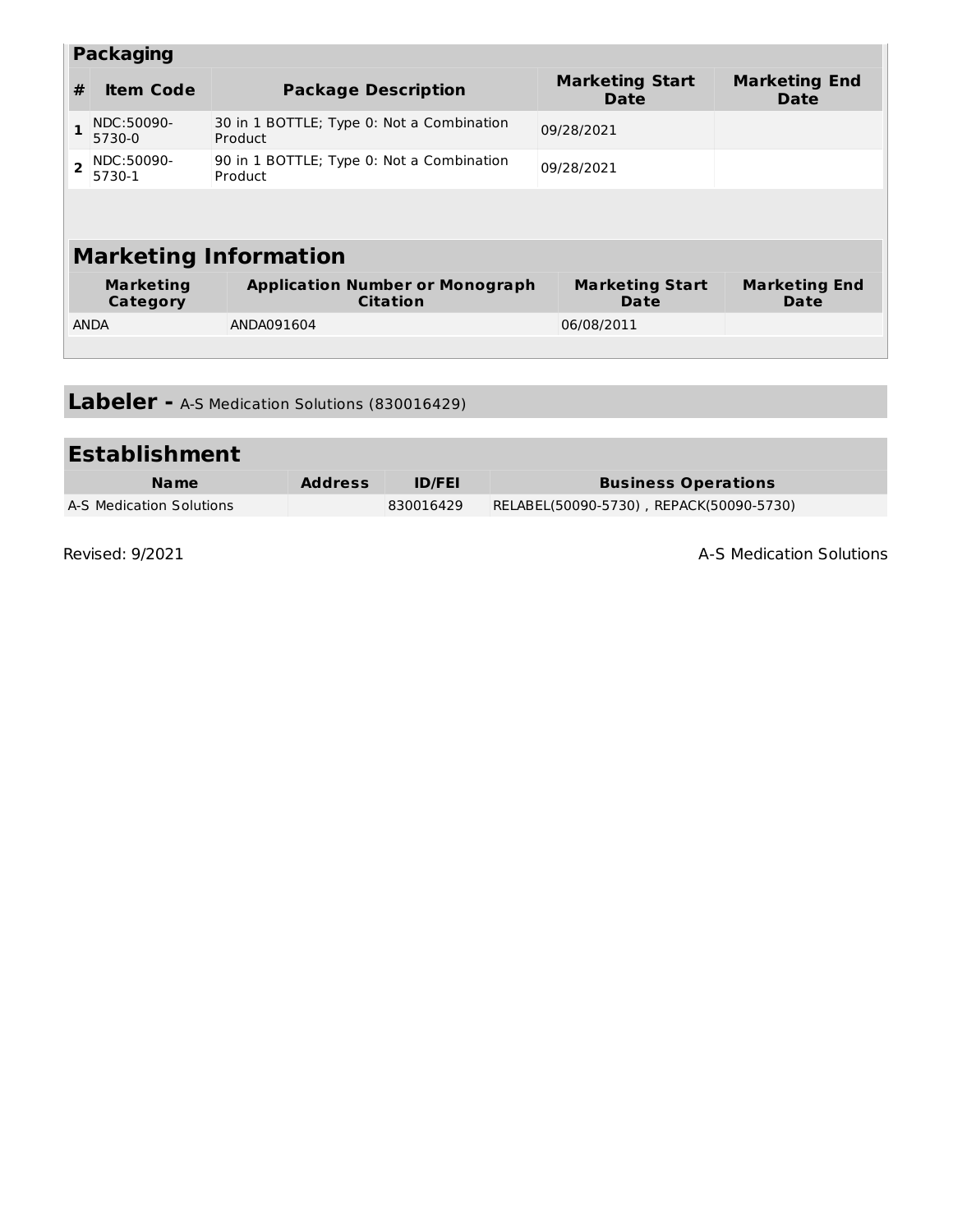### Packaging

| # | Item Code | Package Description | Marketing Start Date | Marketing End Date |
|---|---|---|---|---|
| 1 | NDC:50090-5730-0 | 30 in 1 BOTTLE; Type 0: Not a Combination Product | 09/28/2021 | |
| 2 | NDC:50090-5730-1 | 90 in 1 BOTTLE; Type 0: Not a Combination Product | 09/28/2021 | |

### Marketing Information

| Marketing Category | Application Number or Monograph Citation | Marketing Start Date | Marketing End Date |
|---|---|---|---|
| ANDA | ANDA091604 | 06/08/2011 | |

## Labeler - A-S Medication Solutions (830016429)

## Establishment

| Name | Address | ID/FEI | Business Operations |
|---|---|---|---|
| A-S Medication Solutions | | 830016429 | RELABEL(50090-5730) , REPACK(50090-5730) |

Revised: 9/2021

A-S Medication Solutions